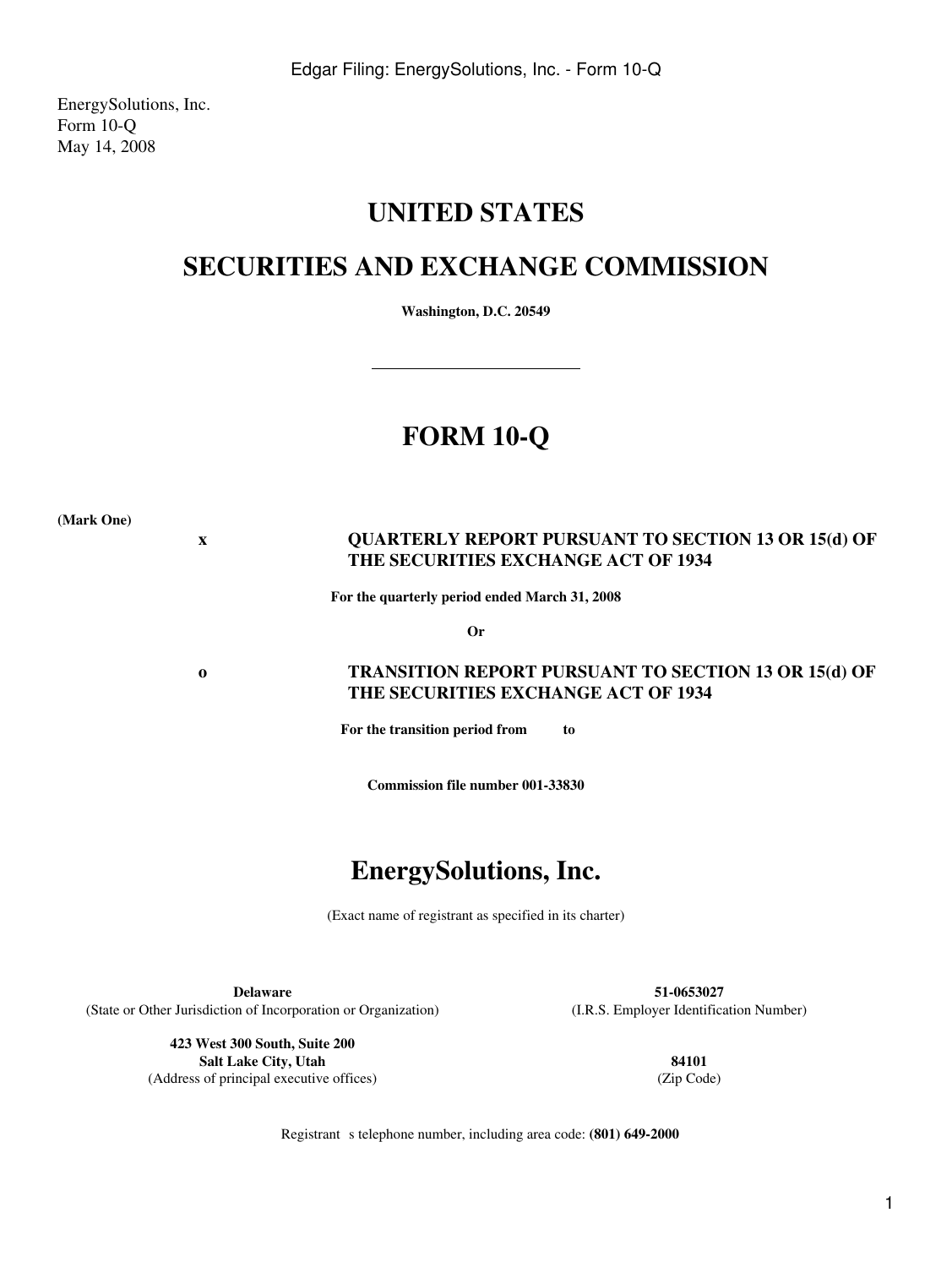EnergySolutions, Inc.
Form 10-Q
May 14, 2008

# UNITED STATES

# SECURITIES AND EXCHANGE COMMISSION

**Washington, D.C. 20549**

---

# FORM 10-Q

**(Mark One)**

| | |
|---|---|
| x | **QUARTERLY REPORT PURSUANT TO SECTION 13 OR 15(d) OF THE SECURITIES EXCHANGE ACT OF 1934** |

**For the quarterly period ended March 31, 2008**

**Or**

| | |
|---|---|
| o | **TRANSITION REPORT PURSUANT TO SECTION 13 OR 15(d) OF THE SECURITIES EXCHANGE ACT OF 1934** |

**For the transition period from to**

**Commission file number 001-33830**

# EnergySolutions, Inc.

(Exact name of registrant as specified in its charter)

| | |
|---|---|
| **Delaware** | **51-0653027** |
| (State or Other Jurisdiction of Incorporation or Organization) | (I.R.S. Employer Identification Number) |
| **423 West 300 South, Suite 200** **Salt Lake City, Utah** | **84101** |
| (Address of principal executive offices) | (Zip Code) |

Registrant s telephone number, including area code: **(801) 649-2000**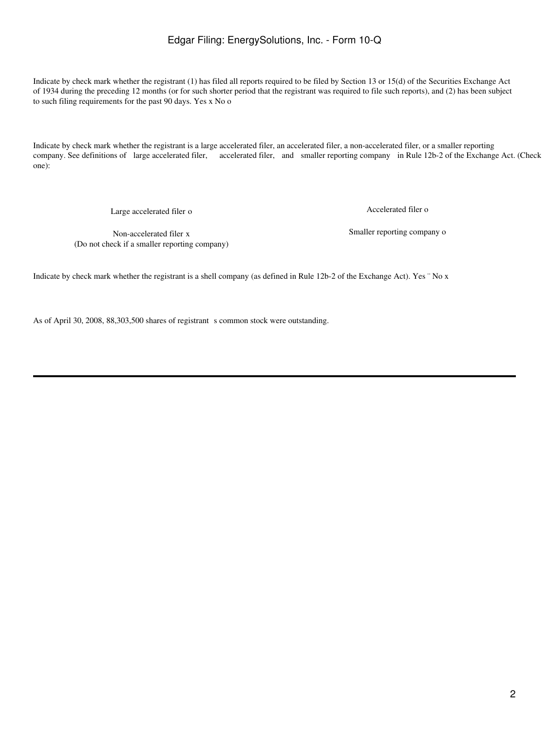Indicate by check mark whether the registrant (1) has filed all reports required to be filed by Section 13 or 15(d) of the Securities Exchange Act of 1934 during the preceding 12 months (or for such shorter period that the registrant was required to file such reports), and (2) has been subject to such filing requirements for the past 90 days. Yes x No o

Indicate by check mark whether the registrant is a large accelerated filer, an accelerated filer, a non-accelerated filer, or a smaller reporting company. See definitions of large accelerated filer, accelerated filer, and smaller reporting company in Rule 12b-2 of the Exchange Act. (Check one):

| | |
|---|---|
| Large accelerated filer o | Accelerated filer o |
| Non-accelerated filer x<br>(Do not check if a smaller reporting company) | Smaller reporting company o |

Indicate by check mark whether the registrant is a shell company (as defined in Rule 12b-2 of the Exchange Act). Yes ¨ No x

As of April 30, 2008, 88,303,500 shares of registrant s common stock were outstanding.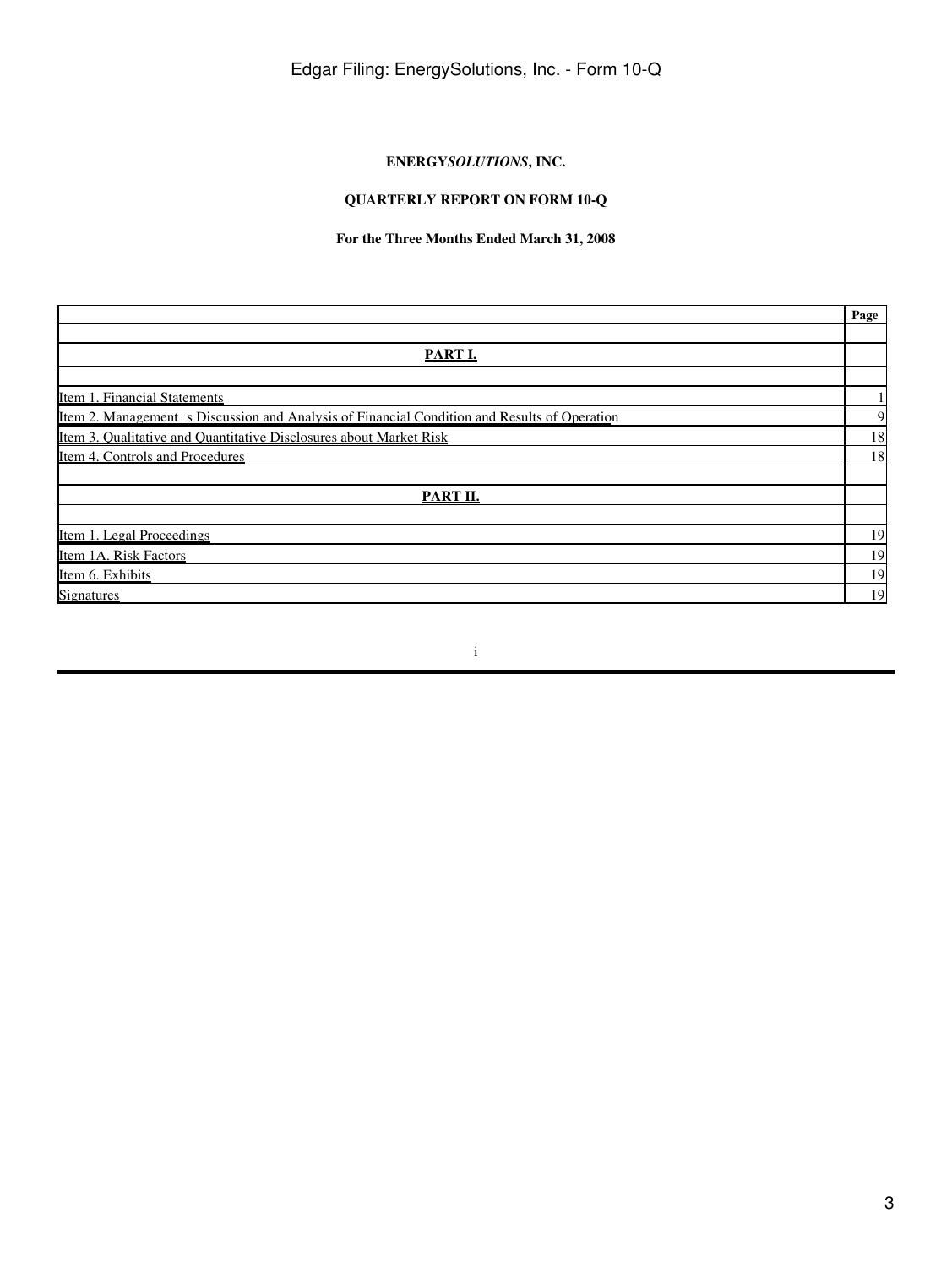**ENERGY*SOLUTIONS*, INC.**

**QUARTERLY REPORT ON FORM 10-Q**

**For the Three Months Ended March 31, 2008**

| | Page |
|---|---|
| | |
| **PART I.** | |
| | |
| Item 1. Financial Statements | 1 |
| Item 2. Management s Discussion and Analysis of Financial Condition and Results of Operation | 9 |
| Item 3. Qualitative and Quantitative Disclosures about Market Risk | 18 |
| Item 4. Controls and Procedures | 18 |
| | |
| **PART II.** | |
| | |
| Item 1. Legal Proceedings | 19 |
| Item 1A. Risk Factors | 19 |
| Item 6. Exhibits | 19 |
| Signatures | 19 |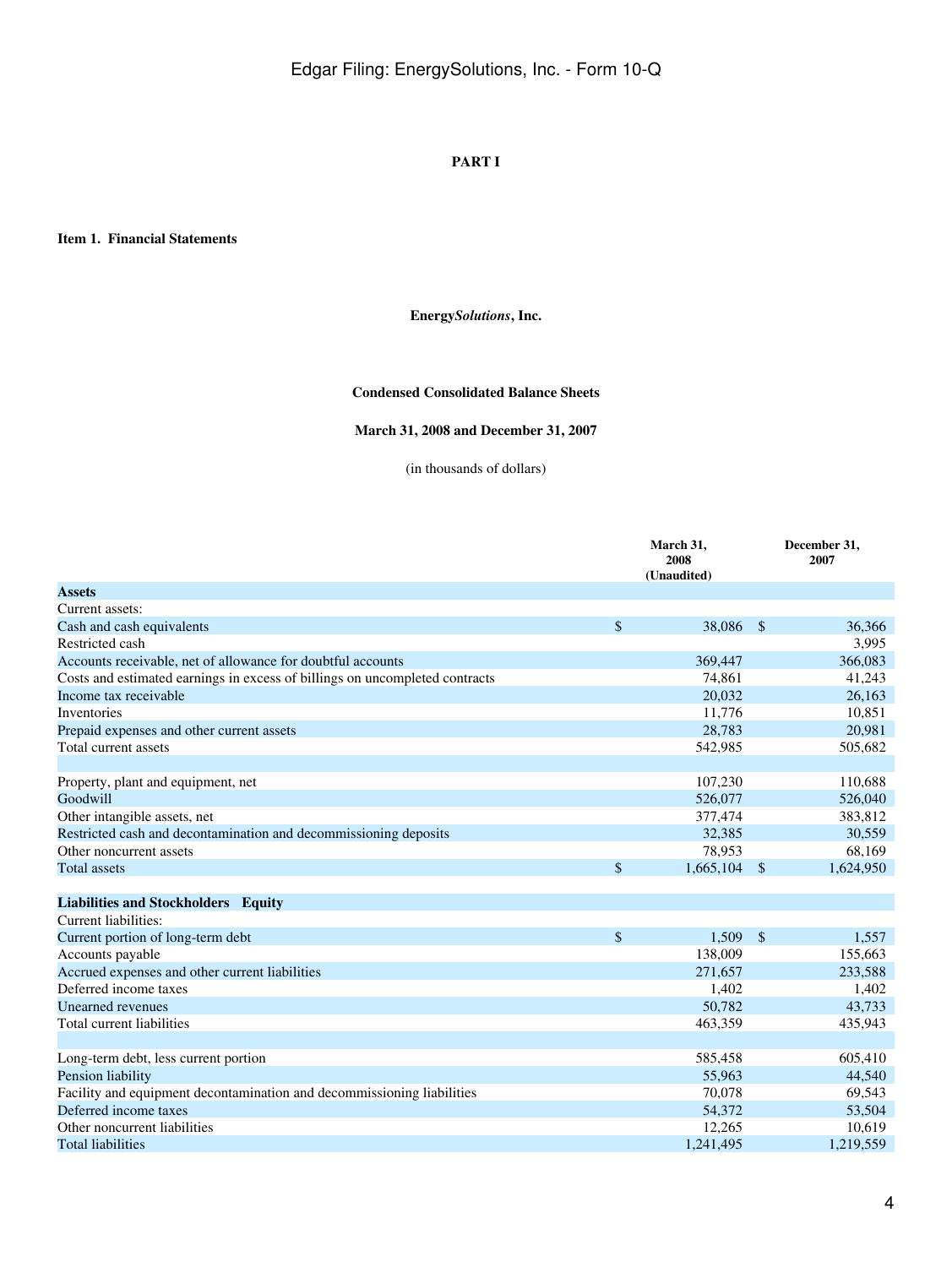# PART I

## Item 1. Financial Statements

**Energy*Solutions*, Inc.**

**Condensed Consolidated Balance Sheets**

**March 31, 2008 and December 31, 2007**

(in thousands of dollars)

| | March 31, 2008 (Unaudited) | December 31, 2007 |
|---|---|---|
| **Assets** | | |
| Current assets: | | |
| Cash and cash equivalents | $ 38,086 | $ 36,366 |
| Restricted cash | | 3,995 |
| Accounts receivable, net of allowance for doubtful accounts | 369,447 | 366,083 |
| Costs and estimated earnings in excess of billings on uncompleted contracts | 74,861 | 41,243 |
| Income tax receivable | 20,032 | 26,163 |
| Inventories | 11,776 | 10,851 |
| Prepaid expenses and other current assets | 28,783 | 20,981 |
| Total current assets | 542,985 | 505,682 |
| | | |
| Property, plant and equipment, net | 107,230 | 110,688 |
| Goodwill | 526,077 | 526,040 |
| Other intangible assets, net | 377,474 | 383,812 |
| Restricted cash and decontamination and decommissioning deposits | 32,385 | 30,559 |
| Other noncurrent assets | 78,953 | 68,169 |
| Total assets | $ 1,665,104 | $ 1,624,950 |
| | | |
| **Liabilities and Stockholders Equity** | | |
| Current liabilities: | | |
| Current portion of long-term debt | $ 1,509 | $ 1,557 |
| Accounts payable | 138,009 | 155,663 |
| Accrued expenses and other current liabilities | 271,657 | 233,588 |
| Deferred income taxes | 1,402 | 1,402 |
| Unearned revenues | 50,782 | 43,733 |
| Total current liabilities | 463,359 | 435,943 |
| | | |
| Long-term debt, less current portion | 585,458 | 605,410 |
| Pension liability | 55,963 | 44,540 |
| Facility and equipment decontamination and decommissioning liabilities | 70,078 | 69,543 |
| Deferred income taxes | 54,372 | 53,504 |
| Other noncurrent liabilities | 12,265 | 10,619 |
| Total liabilities | 1,241,495 | 1,219,559 |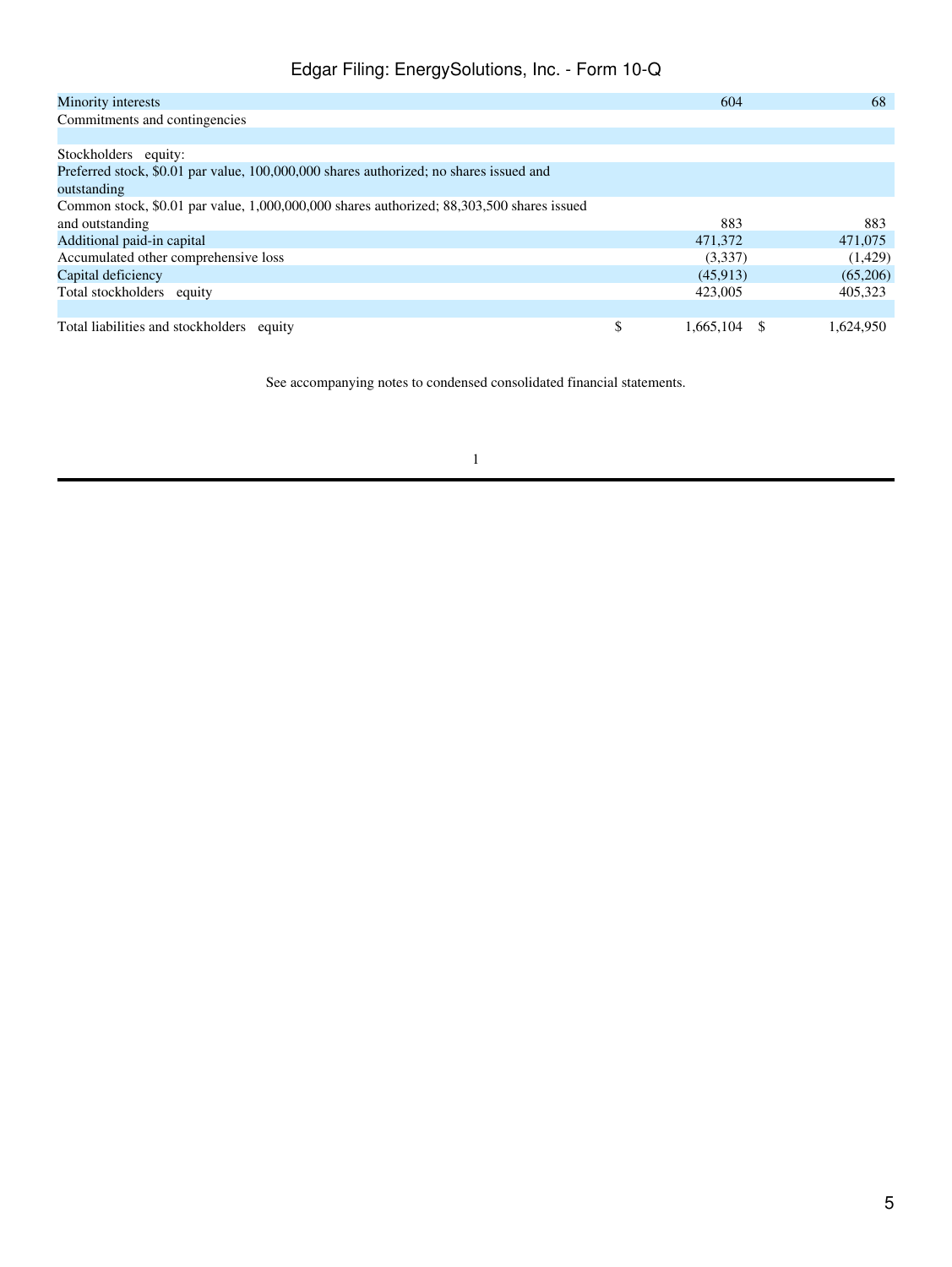| | | |
|---|---|---|
| Minority interests | 604 | 68 |
| Commitments and contingencies | | |
| | | |
| Stockholders equity: | | |
| Preferred stock, $0.01 par value, 100,000,000 shares authorized; no shares issued and outstanding | | |
| Common stock, $0.01 par value, 1,000,000,000 shares authorized; 88,303,500 shares issued and outstanding | 883 | 883 |
| Additional paid-in capital | 471,372 | 471,075 |
| Accumulated other comprehensive loss | (3,337) | (1,429) |
| Capital deficiency | (45,913) | (65,206) |
| Total stockholders equity | 423,005 | 405,323 |
| | | |
| Total liabilities and stockholders equity | $ 1,665,104 | $ 1,624,950 |

See accompanying notes to condensed consolidated financial statements.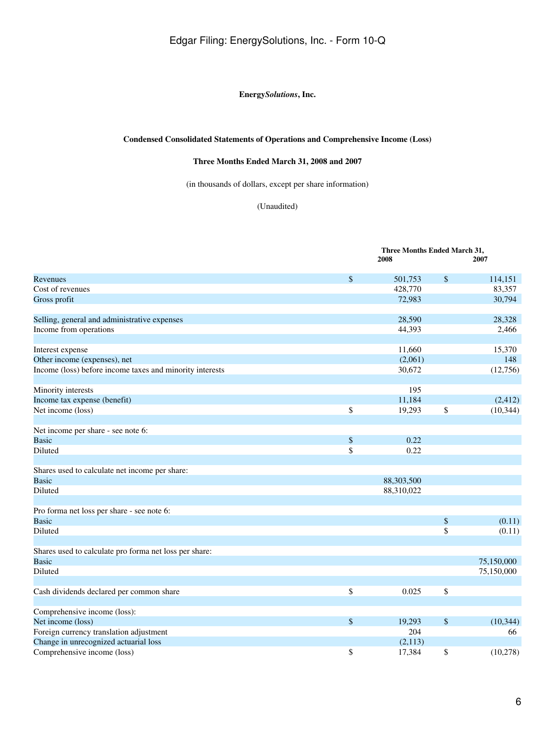**Energy*Solutions*, Inc.**

**Condensed Consolidated Statements of Operations and Comprehensive Income (Loss)**

**Three Months Ended March 31, 2008 and 2007**

(in thousands of dollars, except per share information)

(Unaudited)

| | Three Months Ended March 31, 2008 | Three Months Ended March 31, 2007 |
|---|---|---|
| Revenues | $ 501,753 | $ 114,151 |
| Cost of revenues | 428,770 | 83,357 |
| Gross profit | 72,983 | 30,794 |
| | | |
| Selling, general and administrative expenses | 28,590 | 28,328 |
| Income from operations | 44,393 | 2,466 |
| | | |
| Interest expense | 11,660 | 15,370 |
| Other income (expenses), net | (2,061) | 148 |
| Income (loss) before income taxes and minority interests | 30,672 | (12,756) |
| | | |
| Minority interests | 195 | |
| Income tax expense (benefit) | 11,184 | (2,412) |
| Net income (loss) | $ 19,293 | $ (10,344) |
| | | |
| Net income per share - see note 6: | | |
| Basic | $ 0.22 | |
| Diluted | $ 0.22 | |
| | | |
| Shares used to calculate net income per share: | | |
| Basic | 88,303,500 | |
| Diluted | 88,310,022 | |
| | | |
| Pro forma net loss per share - see note 6: | | |
| Basic | | $ (0.11) |
| Diluted | | $ (0.11) |
| | | |
| Shares used to calculate pro forma net loss per share: | | |
| Basic | | 75,150,000 |
| Diluted | | 75,150,000 |
| | | |
| Cash dividends declared per common share | $ 0.025 | $ |
| | | |
| Comprehensive income (loss): | | |
| Net income (loss) | $ 19,293 | $ (10,344) |
| Foreign currency translation adjustment | 204 | 66 |
| Change in unrecognized actuarial loss | (2,113) | |
| Comprehensive income (loss) | $ 17,384 | $ (10,278) |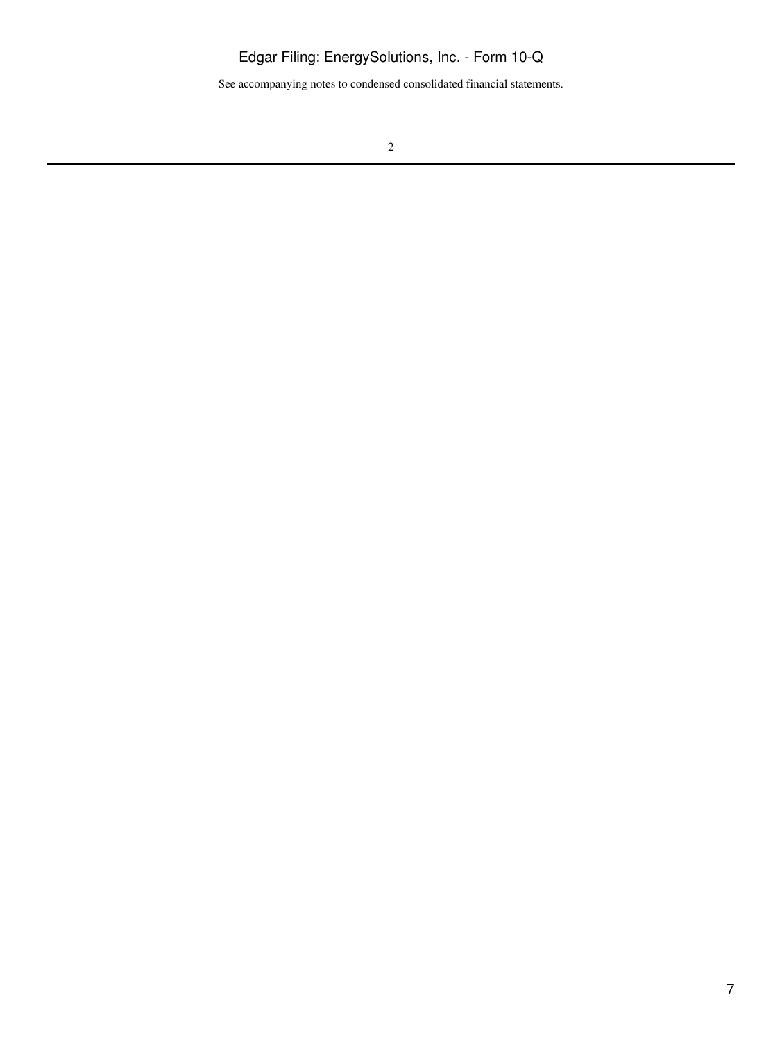See accompanying notes to condensed consolidated financial statements.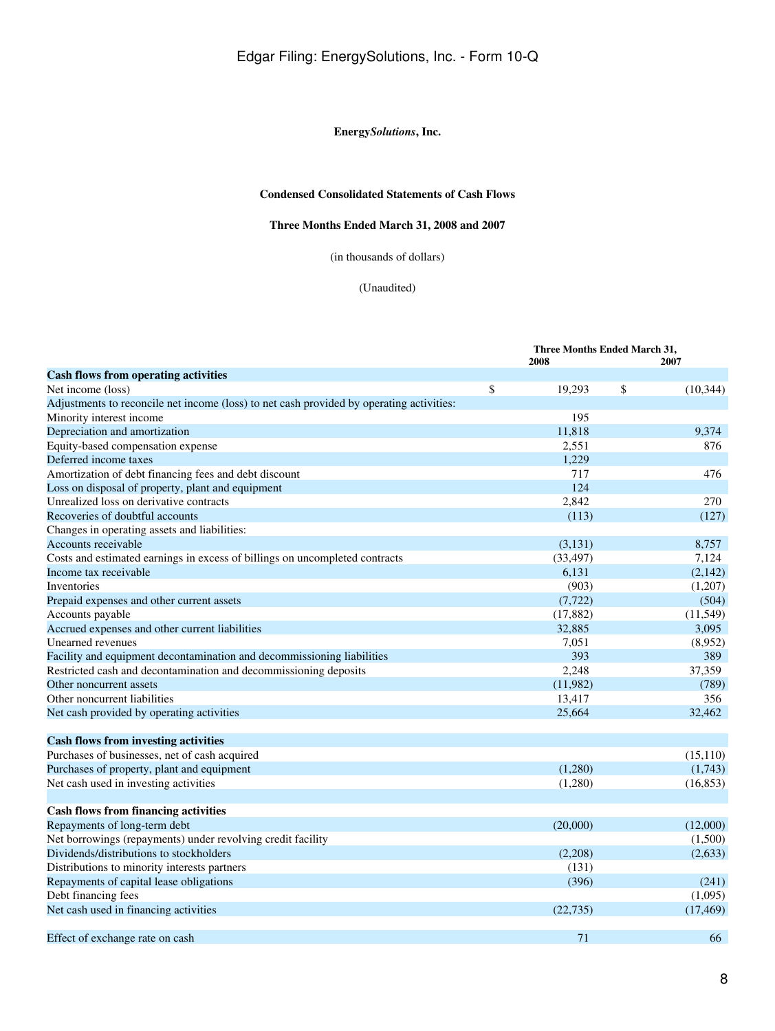**Energy*Solutions*, Inc.**

**Condensed Consolidated Statements of Cash Flows**

**Three Months Ended March 31, 2008 and 2007**

(in thousands of dollars)

(Unaudited)

| | Three Months Ended March 31, 2008 | Three Months Ended March 31, 2007 |
|---|---|---|
| **Cash flows from operating activities** | | |
| Net income (loss) | $ 19,293 | $ (10,344) |
| Adjustments to reconcile net income (loss) to net cash provided by operating activities: | | |
| Minority interest income | 195 | |
| Depreciation and amortization | 11,818 | 9,374 |
| Equity-based compensation expense | 2,551 | 876 |
| Deferred income taxes | 1,229 | |
| Amortization of debt financing fees and debt discount | 717 | 476 |
| Loss on disposal of property, plant and equipment | 124 | |
| Unrealized loss on derivative contracts | 2,842 | 270 |
| Recoveries of doubtful accounts | (113) | (127) |
| Changes in operating assets and liabilities: | | |
| Accounts receivable | (3,131) | 8,757 |
| Costs and estimated earnings in excess of billings on uncompleted contracts | (33,497) | 7,124 |
| Income tax receivable | 6,131 | (2,142) |
| Inventories | (903) | (1,207) |
| Prepaid expenses and other current assets | (7,722) | (504) |
| Accounts payable | (17,882) | (11,549) |
| Accrued expenses and other current liabilities | 32,885 | 3,095 |
| Unearned revenues | 7,051 | (8,952) |
| Facility and equipment decontamination and decommissioning liabilities | 393 | 389 |
| Restricted cash and decontamination and decommissioning deposits | 2,248 | 37,359 |
| Other noncurrent assets | (11,982) | (789) |
| Other noncurrent liabilities | 13,417 | 356 |
| Net cash provided by operating activities | 25,664 | 32,462 |
| | | |
| **Cash flows from investing activities** | | |
| Purchases of businesses, net of cash acquired | | (15,110) |
| Purchases of property, plant and equipment | (1,280) | (1,743) |
| Net cash used in investing activities | (1,280) | (16,853) |
| | | |
| **Cash flows from financing activities** | | |
| Repayments of long-term debt | (20,000) | (12,000) |
| Net borrowings (repayments) under revolving credit facility | | (1,500) |
| Dividends/distributions to stockholders | (2,208) | (2,633) |
| Distributions to minority interests partners | (131) | |
| Repayments of capital lease obligations | (396) | (241) |
| Debt financing fees | | (1,095) |
| Net cash used in financing activities | (22,735) | (17,469) |
| | | |
| Effect of exchange rate on cash | 71 | 66 |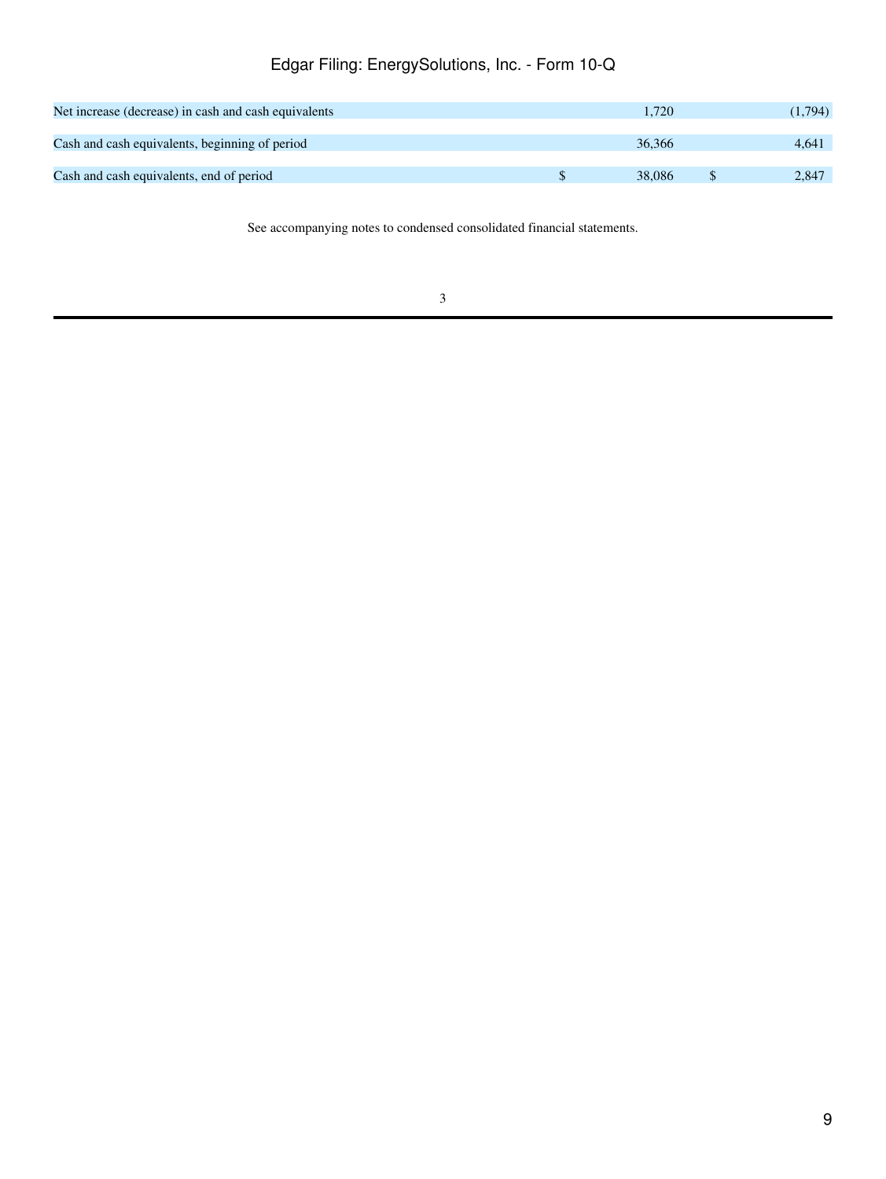| | | |
|---|---|---|
| Net increase (decrease) in cash and cash equivalents | 1,720 | (1,794) |
| Cash and cash equivalents, beginning of period | 36,366 | 4,641 |
| Cash and cash equivalents, end of period | $ 38,086 | $ 2,847 |

See accompanying notes to condensed consolidated financial statements.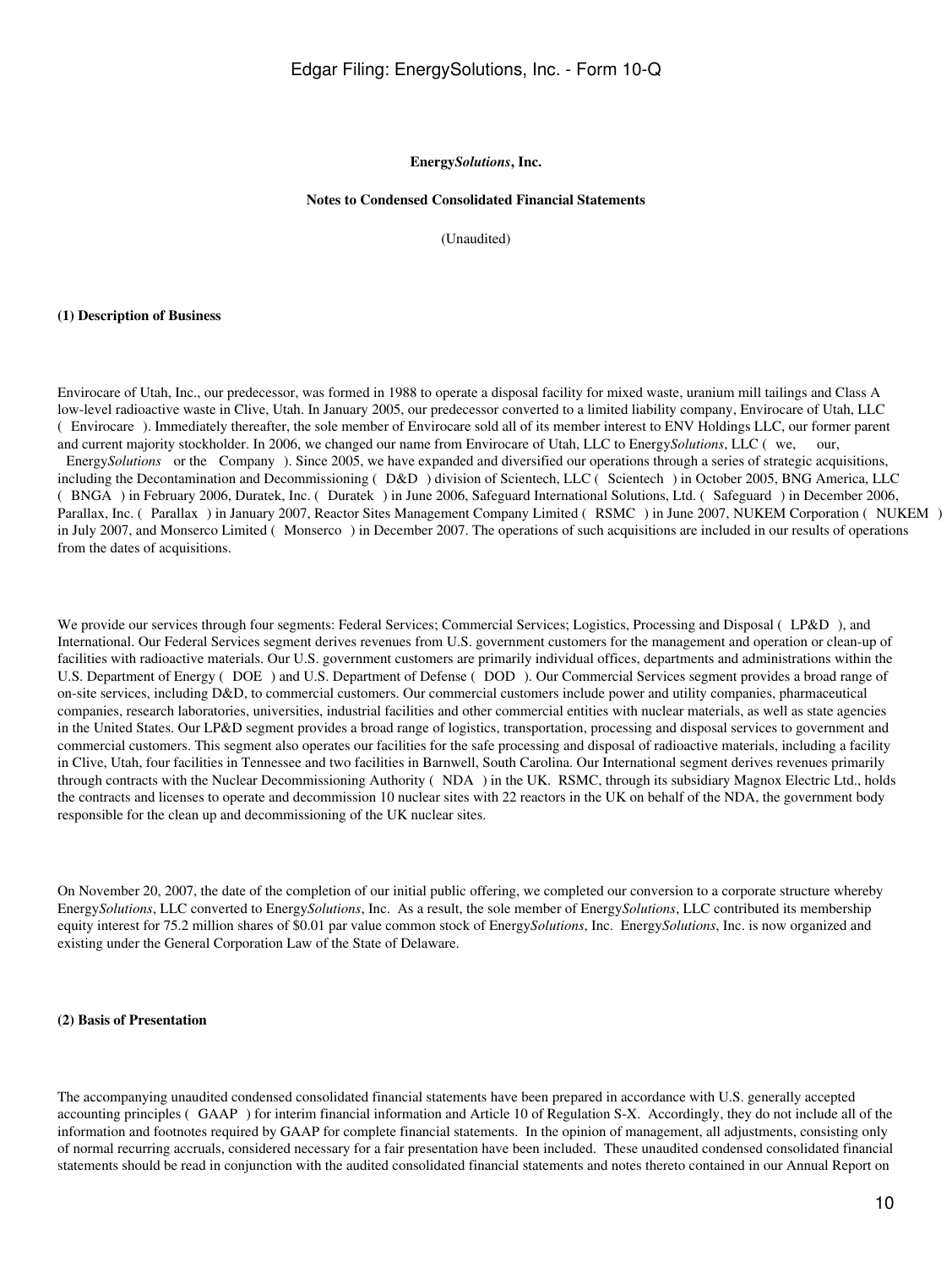**Energy*Solutions*, Inc.**

**Notes to Condensed Consolidated Financial Statements**

(Unaudited)

**(1) Description of Business**

Envirocare of Utah, Inc., our predecessor, was formed in 1988 to operate a disposal facility for mixed waste, uranium mill tailings and Class A low-level radioactive waste in Clive, Utah. In January 2005, our predecessor converted to a limited liability company, Envirocare of Utah, LLC ( Envirocare ). Immediately thereafter, the sole member of Envirocare sold all of its member interest to ENV Holdings LLC, our former parent and current majority stockholder. In 2006, we changed our name from Envirocare of Utah, LLC to Energy*Solutions*, LLC ( we, our, Energy*Solutions* or the Company ). Since 2005, we have expanded and diversified our operations through a series of strategic acquisitions, including the Decontamination and Decommissioning ( D&D ) division of Scientech, LLC ( Scientech ) in October 2005, BNG America, LLC ( BNGA ) in February 2006, Duratek, Inc. ( Duratek ) in June 2006, Safeguard International Solutions, Ltd. ( Safeguard ) in December 2006, Parallax, Inc. ( Parallax ) in January 2007, Reactor Sites Management Company Limited ( RSMC ) in June 2007, NUKEM Corporation ( NUKEM ) in July 2007, and Monserco Limited ( Monserco ) in December 2007. The operations of such acquisitions are included in our results of operations from the dates of acquisitions.

We provide our services through four segments: Federal Services; Commercial Services; Logistics, Processing and Disposal ( LP&D ), and International. Our Federal Services segment derives revenues from U.S. government customers for the management and operation or clean-up of facilities with radioactive materials. Our U.S. government customers are primarily individual offices, departments and administrations within the U.S. Department of Energy ( DOE ) and U.S. Department of Defense ( DOD ). Our Commercial Services segment provides a broad range of on-site services, including D&D, to commercial customers. Our commercial customers include power and utility companies, pharmaceutical companies, research laboratories, universities, industrial facilities and other commercial entities with nuclear materials, as well as state agencies in the United States. Our LP&D segment provides a broad range of logistics, transportation, processing and disposal services to government and commercial customers. This segment also operates our facilities for the safe processing and disposal of radioactive materials, including a facility in Clive, Utah, four facilities in Tennessee and two facilities in Barnwell, South Carolina. Our International segment derives revenues primarily through contracts with the Nuclear Decommissioning Authority ( NDA ) in the UK. RSMC, through its subsidiary Magnox Electric Ltd., holds the contracts and licenses to operate and decommission 10 nuclear sites with 22 reactors in the UK on behalf of the NDA, the government body responsible for the clean up and decommissioning of the UK nuclear sites.

On November 20, 2007, the date of the completion of our initial public offering, we completed our conversion to a corporate structure whereby Energy*Solutions*, LLC converted to Energy*Solutions*, Inc. As a result, the sole member of Energy*Solutions*, LLC contributed its membership equity interest for 75.2 million shares of $0.01 par value common stock of Energy*Solutions*, Inc. Energy*Solutions*, Inc. is now organized and existing under the General Corporation Law of the State of Delaware.

**(2) Basis of Presentation**

The accompanying unaudited condensed consolidated financial statements have been prepared in accordance with U.S. generally accepted accounting principles ( GAAP ) for interim financial information and Article 10 of Regulation S-X. Accordingly, they do not include all of the information and footnotes required by GAAP for complete financial statements. In the opinion of management, all adjustments, consisting only of normal recurring accruals, considered necessary for a fair presentation have been included. These unaudited condensed consolidated financial statements should be read in conjunction with the audited consolidated financial statements and notes thereto contained in our Annual Report on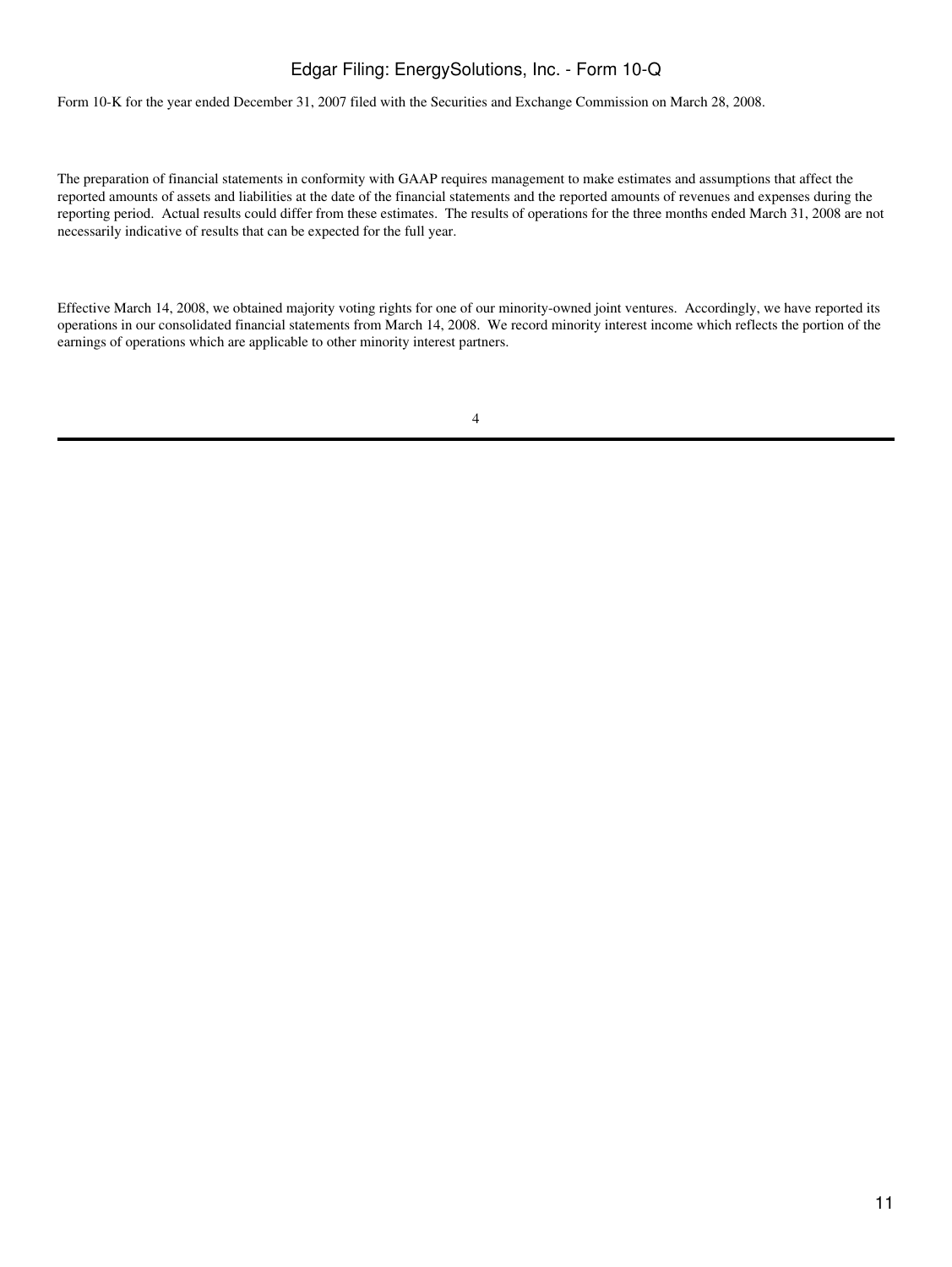Form 10-K for the year ended December 31, 2007 filed with the Securities and Exchange Commission on March 28, 2008.

The preparation of financial statements in conformity with GAAP requires management to make estimates and assumptions that affect the reported amounts of assets and liabilities at the date of the financial statements and the reported amounts of revenues and expenses during the reporting period. Actual results could differ from these estimates. The results of operations for the three months ended March 31, 2008 are not necessarily indicative of results that can be expected for the full year.

Effective March 14, 2008, we obtained majority voting rights for one of our minority-owned joint ventures. Accordingly, we have reported its operations in our consolidated financial statements from March 14, 2008. We record minority interest income which reflects the portion of the earnings of operations which are applicable to other minority interest partners.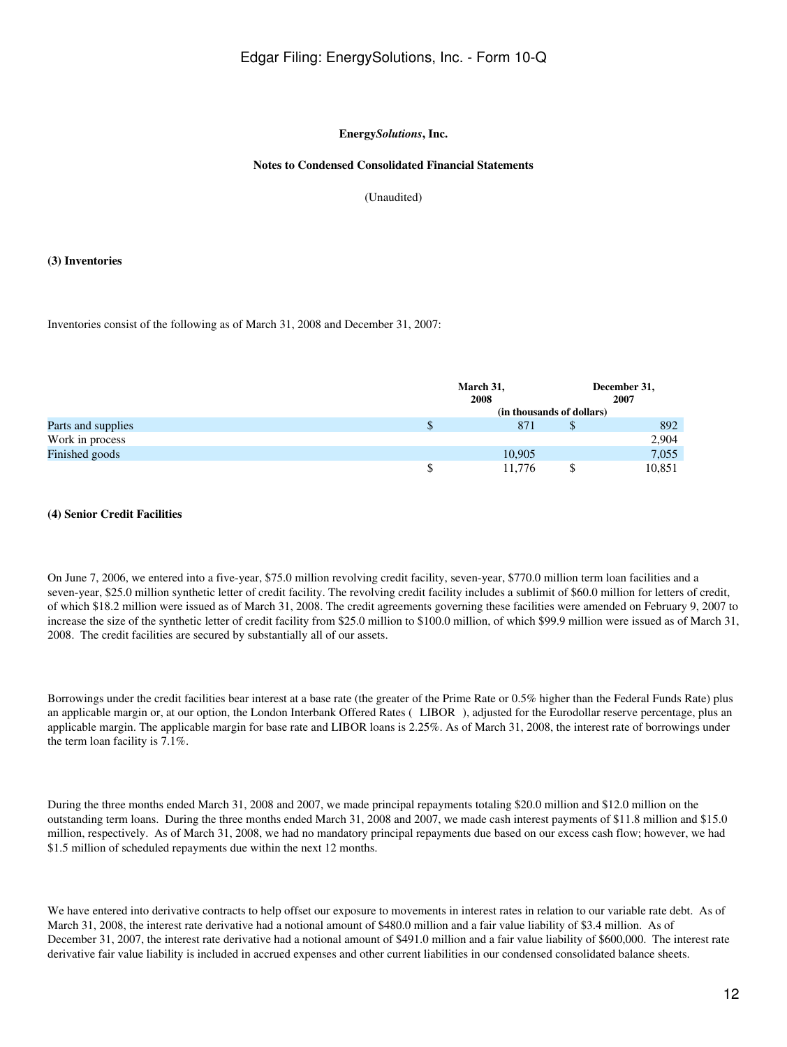**Energy*Solutions*, Inc.**

**Notes to Condensed Consolidated Financial Statements**

(Unaudited)

**(3) Inventories**

Inventories consist of the following as of March 31, 2008 and December 31, 2007:

| | March 31, 2008 | December 31, 2007 |
|---|---|---|
| | (in thousands of dollars) | |
| Parts and supplies | $ 871 | $ 892 |
| Work in process | | 2,904 |
| Finished goods | 10,905 | 7,055 |
| | $ 11,776 | $ 10,851 |

**(4) Senior Credit Facilities**

On June 7, 2006, we entered into a five-year, $75.0 million revolving credit facility, seven-year, $770.0 million term loan facilities and a seven-year, $25.0 million synthetic letter of credit facility. The revolving credit facility includes a sublimit of $60.0 million for letters of credit, of which $18.2 million were issued as of March 31, 2008. The credit agreements governing these facilities were amended on February 9, 2007 to increase the size of the synthetic letter of credit facility from $25.0 million to $100.0 million, of which $99.9 million were issued as of March 31, 2008. The credit facilities are secured by substantially all of our assets.

Borrowings under the credit facilities bear interest at a base rate (the greater of the Prime Rate or 0.5% higher than the Federal Funds Rate) plus an applicable margin or, at our option, the London Interbank Offered Rates ( LIBOR ), adjusted for the Eurodollar reserve percentage, plus an applicable margin. The applicable margin for base rate and LIBOR loans is 2.25%. As of March 31, 2008, the interest rate of borrowings under the term loan facility is 7.1%.

During the three months ended March 31, 2008 and 2007, we made principal repayments totaling $20.0 million and $12.0 million on the outstanding term loans. During the three months ended March 31, 2008 and 2007, we made cash interest payments of $11.8 million and $15.0 million, respectively. As of March 31, 2008, we had no mandatory principal repayments due based on our excess cash flow; however, we had $1.5 million of scheduled repayments due within the next 12 months.

We have entered into derivative contracts to help offset our exposure to movements in interest rates in relation to our variable rate debt. As of March 31, 2008, the interest rate derivative had a notional amount of $480.0 million and a fair value liability of $3.4 million. As of December 31, 2007, the interest rate derivative had a notional amount of $491.0 million and a fair value liability of $600,000. The interest rate derivative fair value liability is included in accrued expenses and other current liabilities in our condensed consolidated balance sheets.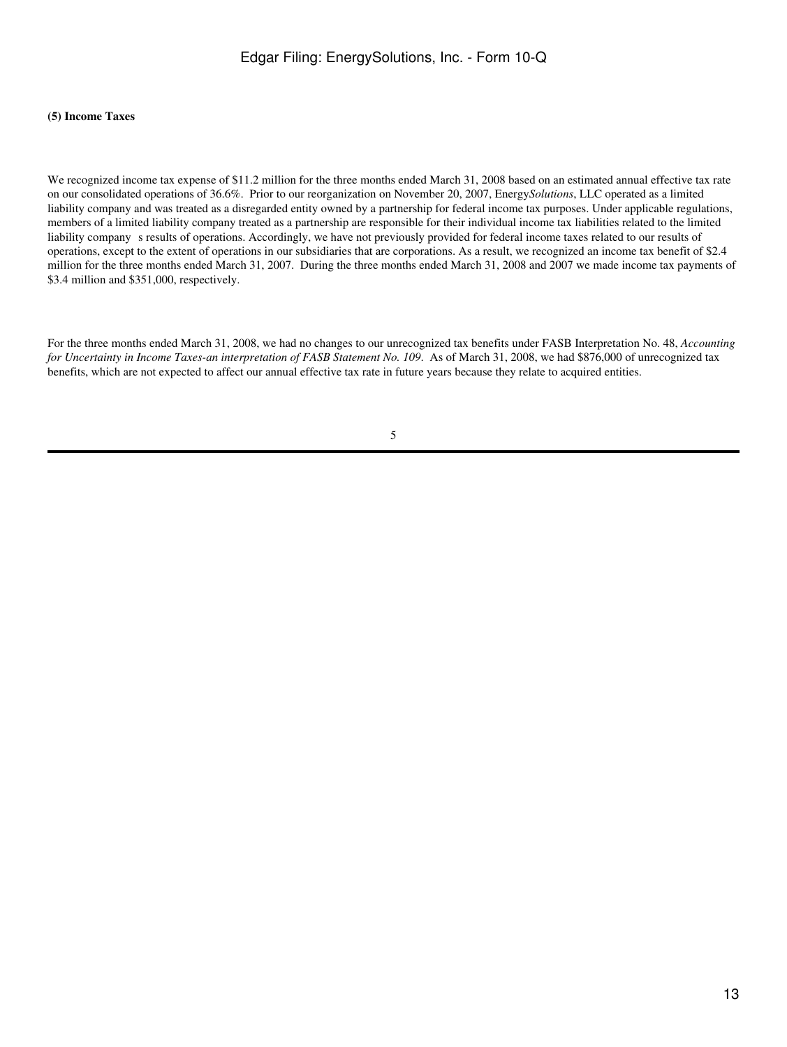**(5) Income Taxes**

We recognized income tax expense of $11.2 million for the three months ended March 31, 2008 based on an estimated annual effective tax rate on our consolidated operations of 36.6%. Prior to our reorganization on November 20, 2007, Energy*Solutions*, LLC operated as a limited liability company and was treated as a disregarded entity owned by a partnership for federal income tax purposes. Under applicable regulations, members of a limited liability company treated as a partnership are responsible for their individual income tax liabilities related to the limited liability company s results of operations. Accordingly, we have not previously provided for federal income taxes related to our results of operations, except to the extent of operations in our subsidiaries that are corporations. As a result, we recognized an income tax benefit of $2.4 million for the three months ended March 31, 2007. During the three months ended March 31, 2008 and 2007 we made income tax payments of $3.4 million and $351,000, respectively.

For the three months ended March 31, 2008, we had no changes to our unrecognized tax benefits under FASB Interpretation No. 48, *Accounting for Uncertainty in Income Taxes-an interpretation of FASB Statement No. 109*. As of March 31, 2008, we had $876,000 of unrecognized tax benefits, which are not expected to affect our annual effective tax rate in future years because they relate to acquired entities.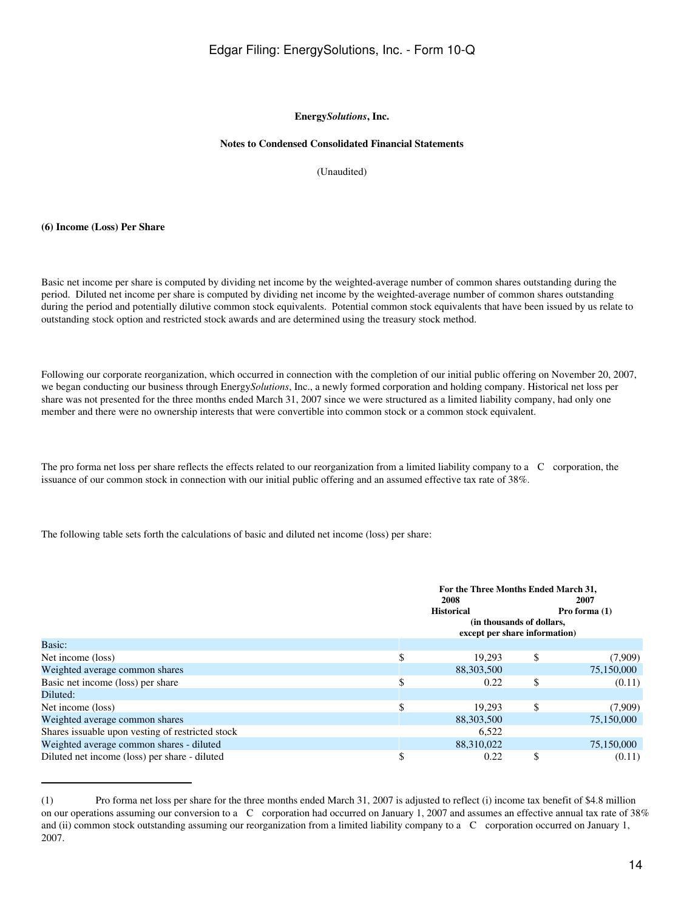**Energy*Solutions*, Inc.**

**Notes to Condensed Consolidated Financial Statements**

(Unaudited)

**(6) Income (Loss) Per Share**

Basic net income per share is computed by dividing net income by the weighted-average number of common shares outstanding during the period. Diluted net income per share is computed by dividing net income by the weighted-average number of common shares outstanding during the period and potentially dilutive common stock equivalents. Potential common stock equivalents that have been issued by us relate to outstanding stock option and restricted stock awards and are determined using the treasury stock method.

Following our corporate reorganization, which occurred in connection with the completion of our initial public offering on November 20, 2007, we began conducting our business through Energy*Solutions*, Inc., a newly formed corporation and holding company. Historical net loss per share was not presented for the three months ended March 31, 2007 since we were structured as a limited liability company, had only one member and there were no ownership interests that were convertible into common stock or a common stock equivalent.

The pro forma net loss per share reflects the effects related to our reorganization from a limited liability company to a C corporation, the issuance of our common stock in connection with our initial public offering and an assumed effective tax rate of 38%.

The following table sets forth the calculations of basic and diluted net income (loss) per share:

| | For the Three Months Ended March 31, | |
|---|---|---|
| | 2008 Historical | 2007 Pro forma (1) |
| | (in thousands of dollars, except per share information) | |
| **Basic:** | | |
| Net income (loss) | $ 19,293 | $ (7,909) |
| Weighted average common shares | 88,303,500 | 75,150,000 |
| Basic net income (loss) per share | $ 0.22 | $ (0.11) |
| **Diluted:** | | |
| Net income (loss) | $ 19,293 | $ (7,909) |
| Weighted average common shares | 88,303,500 | 75,150,000 |
| Shares issuable upon vesting of restricted stock | 6,522 | |
| Weighted average common shares - diluted | 88,310,022 | 75,150,000 |
| Diluted net income (loss) per share - diluted | $ 0.22 | $ (0.11) |

(1) Pro forma net loss per share for the three months ended March 31, 2007 is adjusted to reflect (i) income tax benefit of $4.8 million on our operations assuming our conversion to a C corporation had occurred on January 1, 2007 and assumes an effective annual tax rate of 38% and (ii) common stock outstanding assuming our reorganization from a limited liability company to a C corporation occurred on January 1, 2007.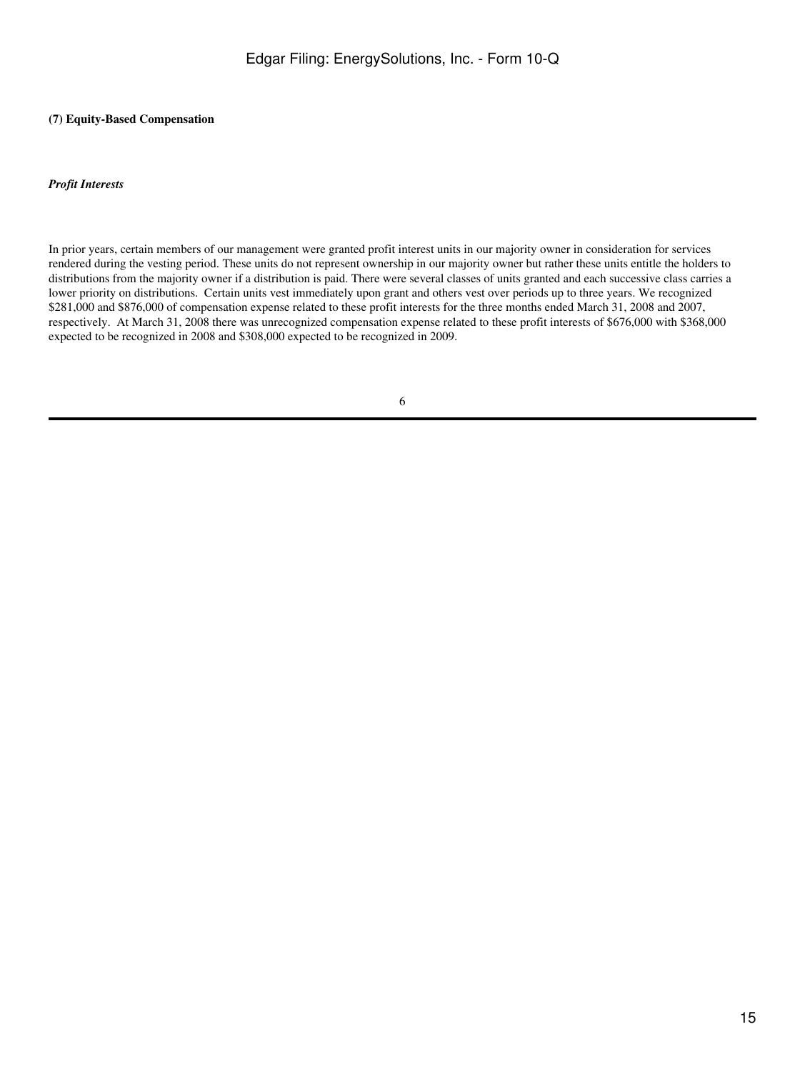**(7) Equity-Based Compensation**

***Profit Interests***

In prior years, certain members of our management were granted profit interest units in our majority owner in consideration for services rendered during the vesting period. These units do not represent ownership in our majority owner but rather these units entitle the holders to distributions from the majority owner if a distribution is paid. There were several classes of units granted and each successive class carries a lower priority on distributions. Certain units vest immediately upon grant and others vest over periods up to three years. We recognized $281,000 and $876,000 of compensation expense related to these profit interests for the three months ended March 31, 2008 and 2007, respectively. At March 31, 2008 there was unrecognized compensation expense related to these profit interests of $676,000 with $368,000 expected to be recognized in 2008 and $308,000 expected to be recognized in 2009.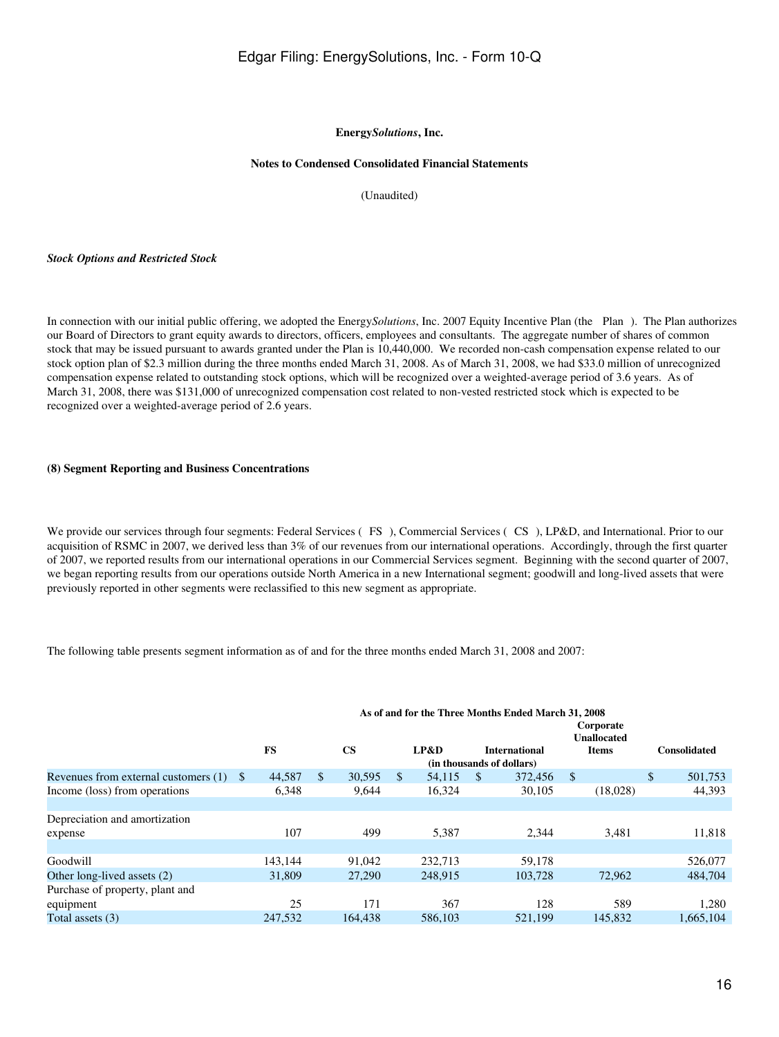**Energy*Solutions*, Inc.**

**Notes to Condensed Consolidated Financial Statements**

(Unaudited)

***Stock Options and Restricted Stock***

In connection with our initial public offering, we adopted the Energy*Solutions*, Inc. 2007 Equity Incentive Plan (the Plan ). The Plan authorizes our Board of Directors to grant equity awards to directors, officers, employees and consultants. The aggregate number of shares of common stock that may be issued pursuant to awards granted under the Plan is 10,440,000. We recorded non-cash compensation expense related to our stock option plan of $2.3 million during the three months ended March 31, 2008. As of March 31, 2008, we had $33.0 million of unrecognized compensation expense related to outstanding stock options, which will be recognized over a weighted-average period of 3.6 years. As of March 31, 2008, there was $131,000 of unrecognized compensation cost related to non-vested restricted stock which is expected to be recognized over a weighted-average period of 2.6 years.

**(8) Segment Reporting and Business Concentrations**

We provide our services through four segments: Federal Services ( FS ), Commercial Services ( CS ), LP&D, and International. Prior to our acquisition of RSMC in 2007, we derived less than 3% of our revenues from our international operations. Accordingly, through the first quarter of 2007, we reported results from our international operations in our Commercial Services segment. Beginning with the second quarter of 2007, we began reporting results from our operations outside North America in a new International segment; goodwill and long-lived assets that were previously reported in other segments were reclassified to this new segment as appropriate.

The following table presents segment information as of and for the three months ended March 31, 2008 and 2007:

| | As of and for the Three Months Ended March 31, 2008 | | | | | |
|---|---|---|---|---|---|---|
| | FS | CS | LP&D | International | Corporate Unallocated Items | Consolidated |
| | (in thousands of dollars) | | | | | |
| Revenues from external customers (1) | $ 44,587 | $ 30,595 | $ 54,115 | $ 372,456 | $ | $ 501,753 |
| Income (loss) from operations | 6,348 | 9,644 | 16,324 | 30,105 | (18,028) | 44,393 |
| | | | | | | |
| Depreciation and amortization expense | 107 | 499 | 5,387 | 2,344 | 3,481 | 11,818 |
| | | | | | | |
| Goodwill | 143,144 | 91,042 | 232,713 | 59,178 | | 526,077 |
| Other long-lived assets (2) | 31,809 | 27,290 | 248,915 | 103,728 | 72,962 | 484,704 |
| Purchase of property, plant and equipment | 25 | 171 | 367 | 128 | 589 | 1,280 |
| Total assets (3) | 247,532 | 164,438 | 586,103 | 521,199 | 145,832 | 1,665,104 |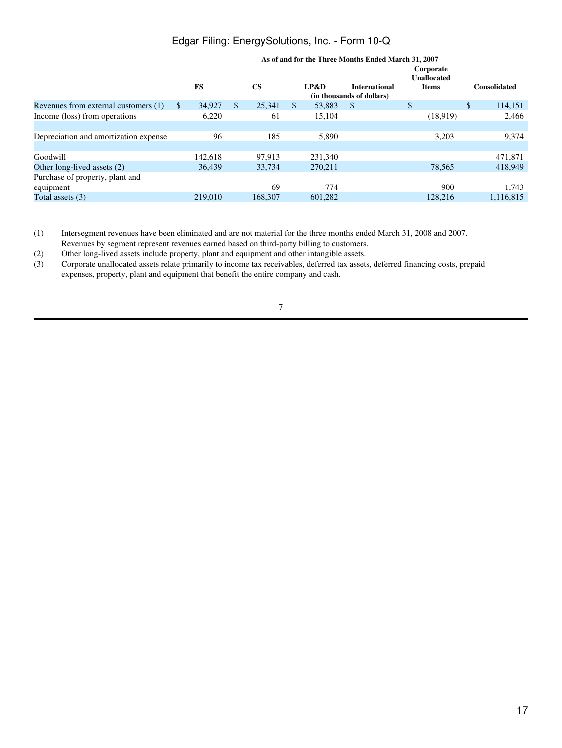| | As of and for the Three Months Ended March 31, 2007 | | | | | |
|---|---|---|---|---|---|---|
| | FS | CS | LP&D | International | Corporate Unallocated Items | Consolidated |
| | (in thousands of dollars) | | | | | |
| Revenues from external customers (1) | $ 34,927 | $ 25,341 | $ 53,883 | $ | $ | $ 114,151 |
| Income (loss) from operations | 6,220 | 61 | 15,104 | | (18,919) | 2,466 |
| | | | | | | |
| Depreciation and amortization expense | 96 | 185 | 5,890 | | 3,203 | 9,374 |
| | | | | | | |
| Goodwill | 142,618 | 97,913 | 231,340 | | | 471,871 |
| Other long-lived assets (2) | 36,439 | 33,734 | 270,211 | | 78,565 | 418,949 |
| Purchase of property, plant and equipment | | 69 | 774 | | 900 | 1,743 |
| Total assets (3) | 219,010 | 168,307 | 601,282 | | 128,216 | 1,116,815 |

(1) Intersegment revenues have been eliminated and are not material for the three months ended March 31, 2008 and 2007. Revenues by segment represent revenues earned based on third-party billing to customers.

(2) Other long-lived assets include property, plant and equipment and other intangible assets.

(3) Corporate unallocated assets relate primarily to income tax receivables, deferred tax assets, deferred financing costs, prepaid expenses, property, plant and equipment that benefit the entire company and cash.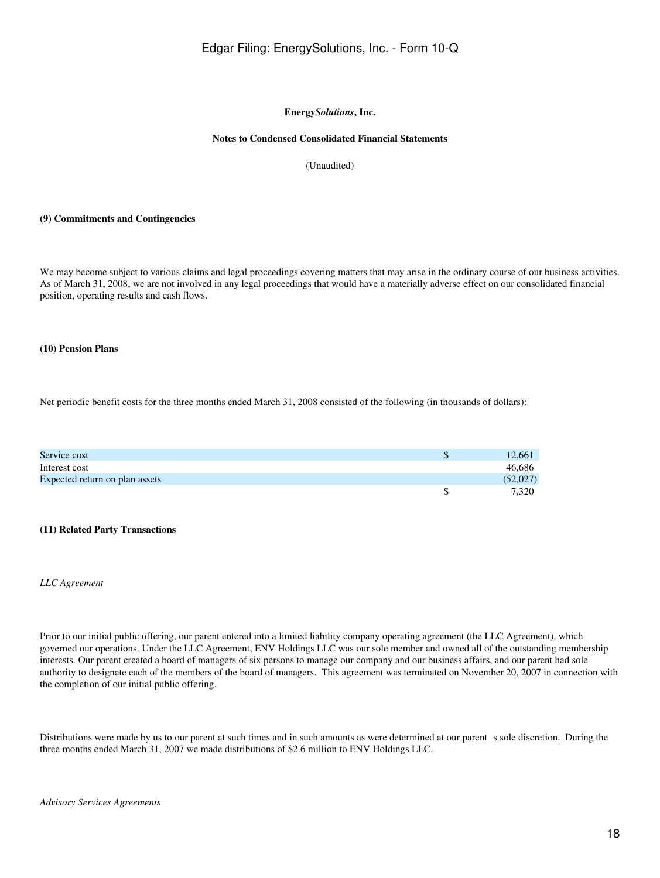**Energy*Solutions*, Inc.**

**Notes to Condensed Consolidated Financial Statements**

(Unaudited)

**(9) Commitments and Contingencies**

We may become subject to various claims and legal proceedings covering matters that may arise in the ordinary course of our business activities. As of March 31, 2008, we are not involved in any legal proceedings that would have a materially adverse effect on our consolidated financial position, operating results and cash flows.

**(10) Pension Plans**

Net periodic benefit costs for the three months ended March 31, 2008 consisted of the following (in thousands of dollars):

| | | |
|---|---|---|
| Service cost | $ | 12,661 |
| Interest cost | | 46,686 |
| Expected return on plan assets | | (52,027) |
| | $ | 7,320 |

**(11) Related Party Transactions**

*LLC Agreement*

Prior to our initial public offering, our parent entered into a limited liability company operating agreement (the LLC Agreement), which governed our operations. Under the LLC Agreement, ENV Holdings LLC was our sole member and owned all of the outstanding membership interests. Our parent created a board of managers of six persons to manage our company and our business affairs, and our parent had sole authority to designate each of the members of the board of managers. This agreement was terminated on November 20, 2007 in connection with the completion of our initial public offering.

Distributions were made by us to our parent at such times and in such amounts as were determined at our parent s sole discretion. During the three months ended March 31, 2007 we made distributions of $2.6 million to ENV Holdings LLC.

*Advisory Services Agreements*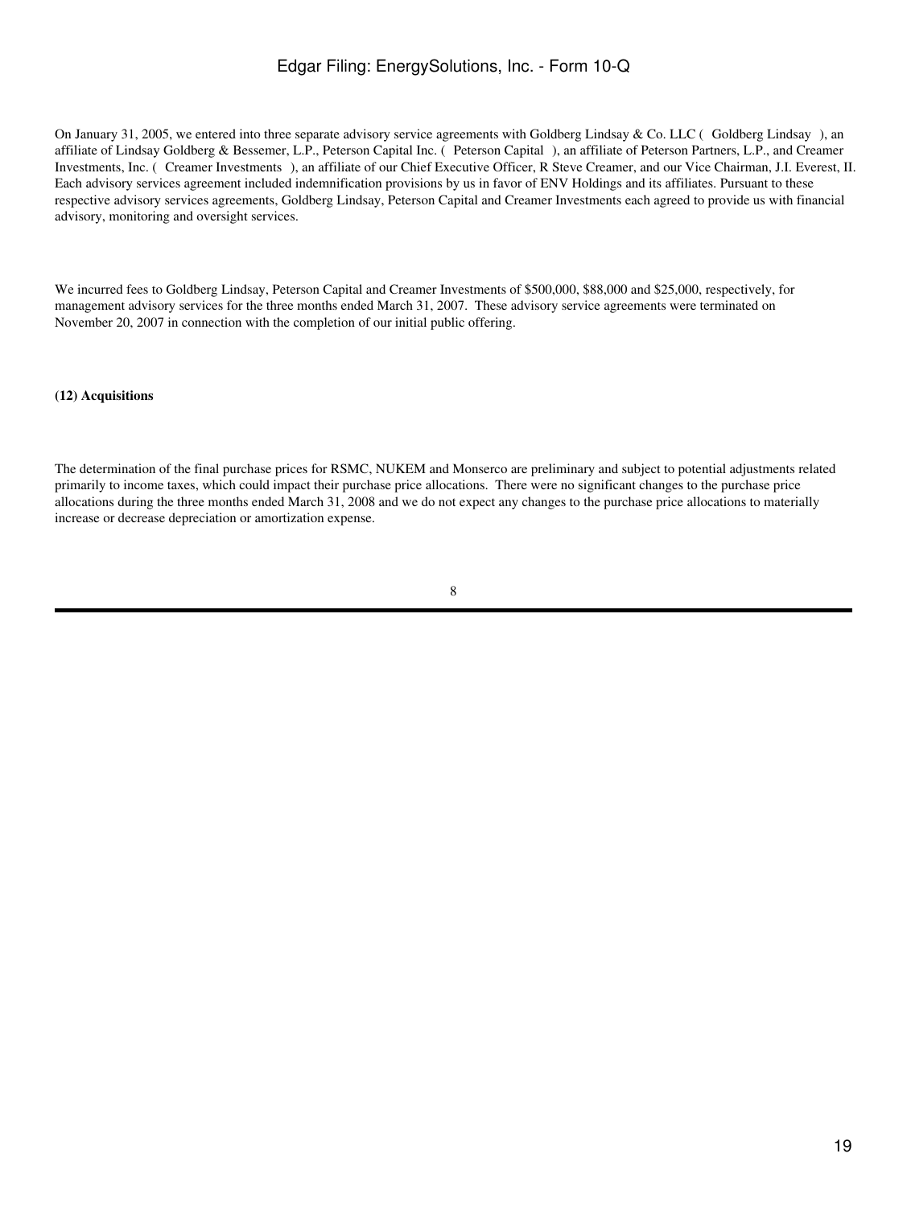On January 31, 2005, we entered into three separate advisory service agreements with Goldberg Lindsay & Co. LLC ( Goldberg Lindsay ), an affiliate of Lindsay Goldberg & Bessemer, L.P., Peterson Capital Inc. ( Peterson Capital ), an affiliate of Peterson Partners, L.P., and Creamer Investments, Inc. ( Creamer Investments ), an affiliate of our Chief Executive Officer, R Steve Creamer, and our Vice Chairman, J.I. Everest, II. Each advisory services agreement included indemnification provisions by us in favor of ENV Holdings and its affiliates. Pursuant to these respective advisory services agreements, Goldberg Lindsay, Peterson Capital and Creamer Investments each agreed to provide us with financial advisory, monitoring and oversight services.

We incurred fees to Goldberg Lindsay, Peterson Capital and Creamer Investments of $500,000, $88,000 and $25,000, respectively, for management advisory services for the three months ended March 31, 2007. These advisory service agreements were terminated on November 20, 2007 in connection with the completion of our initial public offering.

**(12) Acquisitions**

The determination of the final purchase prices for RSMC, NUKEM and Monserco are preliminary and subject to potential adjustments related primarily to income taxes, which could impact their purchase price allocations. There were no significant changes to the purchase price allocations during the three months ended March 31, 2008 and we do not expect any changes to the purchase price allocations to materially increase or decrease depreciation or amortization expense.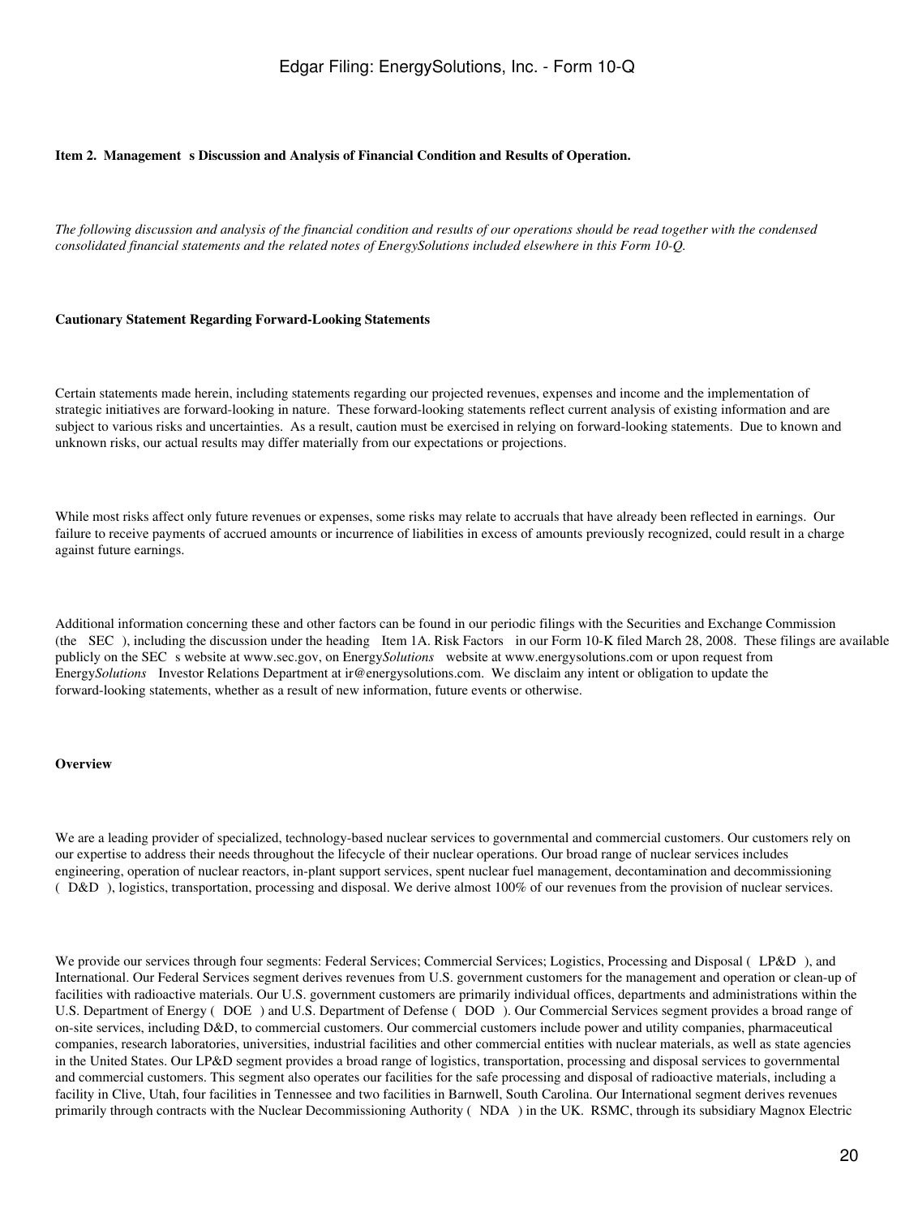**Item 2. Management s Discussion and Analysis of Financial Condition and Results of Operation.**

*The following discussion and analysis of the financial condition and results of our operations should be read together with the condensed consolidated financial statements and the related notes of EnergySolutions included elsewhere in this Form 10-Q.*

**Cautionary Statement Regarding Forward-Looking Statements**

Certain statements made herein, including statements regarding our projected revenues, expenses and income and the implementation of strategic initiatives are forward-looking in nature. These forward-looking statements reflect current analysis of existing information and are subject to various risks and uncertainties. As a result, caution must be exercised in relying on forward-looking statements. Due to known and unknown risks, our actual results may differ materially from our expectations or projections.

While most risks affect only future revenues or expenses, some risks may relate to accruals that have already been reflected in earnings. Our failure to receive payments of accrued amounts or incurrence of liabilities in excess of amounts previously recognized, could result in a charge against future earnings.

Additional information concerning these and other factors can be found in our periodic filings with the Securities and Exchange Commission (the SEC ), including the discussion under the heading Item 1A. Risk Factors in our Form 10-K filed March 28, 2008. These filings are available publicly on the SEC s website at www.sec.gov, on Energy*Solutions* website at www.energysolutions.com or upon request from Energy*Solutions* Investor Relations Department at ir@energysolutions.com. We disclaim any intent or obligation to update the forward-looking statements, whether as a result of new information, future events or otherwise.

**Overview**

We are a leading provider of specialized, technology-based nuclear services to governmental and commercial customers. Our customers rely on our expertise to address their needs throughout the lifecycle of their nuclear operations. Our broad range of nuclear services includes engineering, operation of nuclear reactors, in-plant support services, spent nuclear fuel management, decontamination and decommissioning ( D&D ), logistics, transportation, processing and disposal. We derive almost 100% of our revenues from the provision of nuclear services.

We provide our services through four segments: Federal Services; Commercial Services; Logistics, Processing and Disposal ( LP&D ), and International. Our Federal Services segment derives revenues from U.S. government customers for the management and operation or clean-up of facilities with radioactive materials. Our U.S. government customers are primarily individual offices, departments and administrations within the U.S. Department of Energy ( DOE ) and U.S. Department of Defense ( DOD ). Our Commercial Services segment provides a broad range of on-site services, including D&D, to commercial customers. Our commercial customers include power and utility companies, pharmaceutical companies, research laboratories, universities, industrial facilities and other commercial entities with nuclear materials, as well as state agencies in the United States. Our LP&D segment provides a broad range of logistics, transportation, processing and disposal services to governmental and commercial customers. This segment also operates our facilities for the safe processing and disposal of radioactive materials, including a facility in Clive, Utah, four facilities in Tennessee and two facilities in Barnwell, South Carolina. Our International segment derives revenues primarily through contracts with the Nuclear Decommissioning Authority ( NDA ) in the UK. RSMC, through its subsidiary Magnox Electric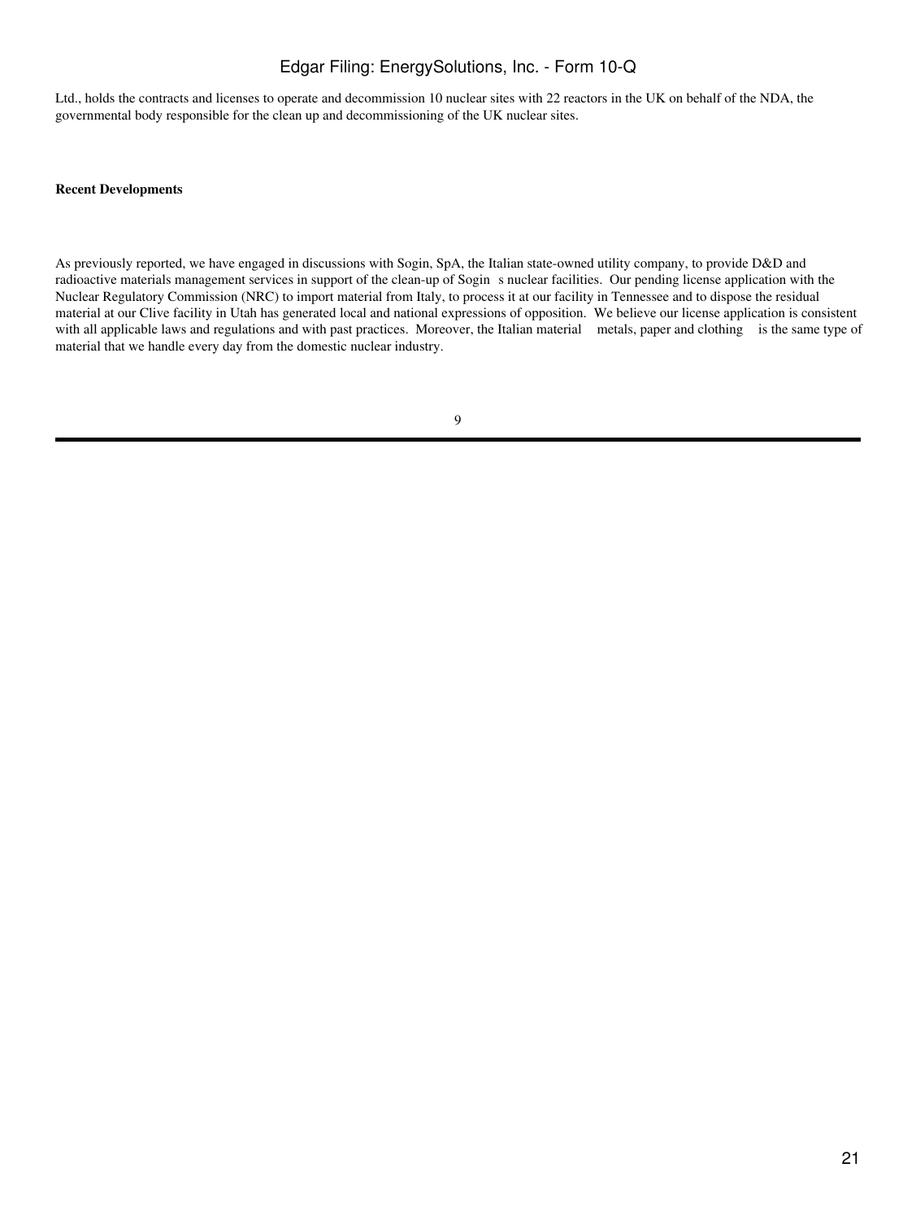Ltd., holds the contracts and licenses to operate and decommission 10 nuclear sites with 22 reactors in the UK on behalf of the NDA, the governmental body responsible for the clean up and decommissioning of the UK nuclear sites.

**Recent Developments**

As previously reported, we have engaged in discussions with Sogin, SpA, the Italian state-owned utility company, to provide D&D and radioactive materials management services in support of the clean-up of Sogin s nuclear facilities. Our pending license application with the Nuclear Regulatory Commission (NRC) to import material from Italy, to process it at our facility in Tennessee and to dispose the residual material at our Clive facility in Utah has generated local and national expressions of opposition. We believe our license application is consistent with all applicable laws and regulations and with past practices. Moreover, the Italian material metals, paper and clothing is the same type of material that we handle every day from the domestic nuclear industry.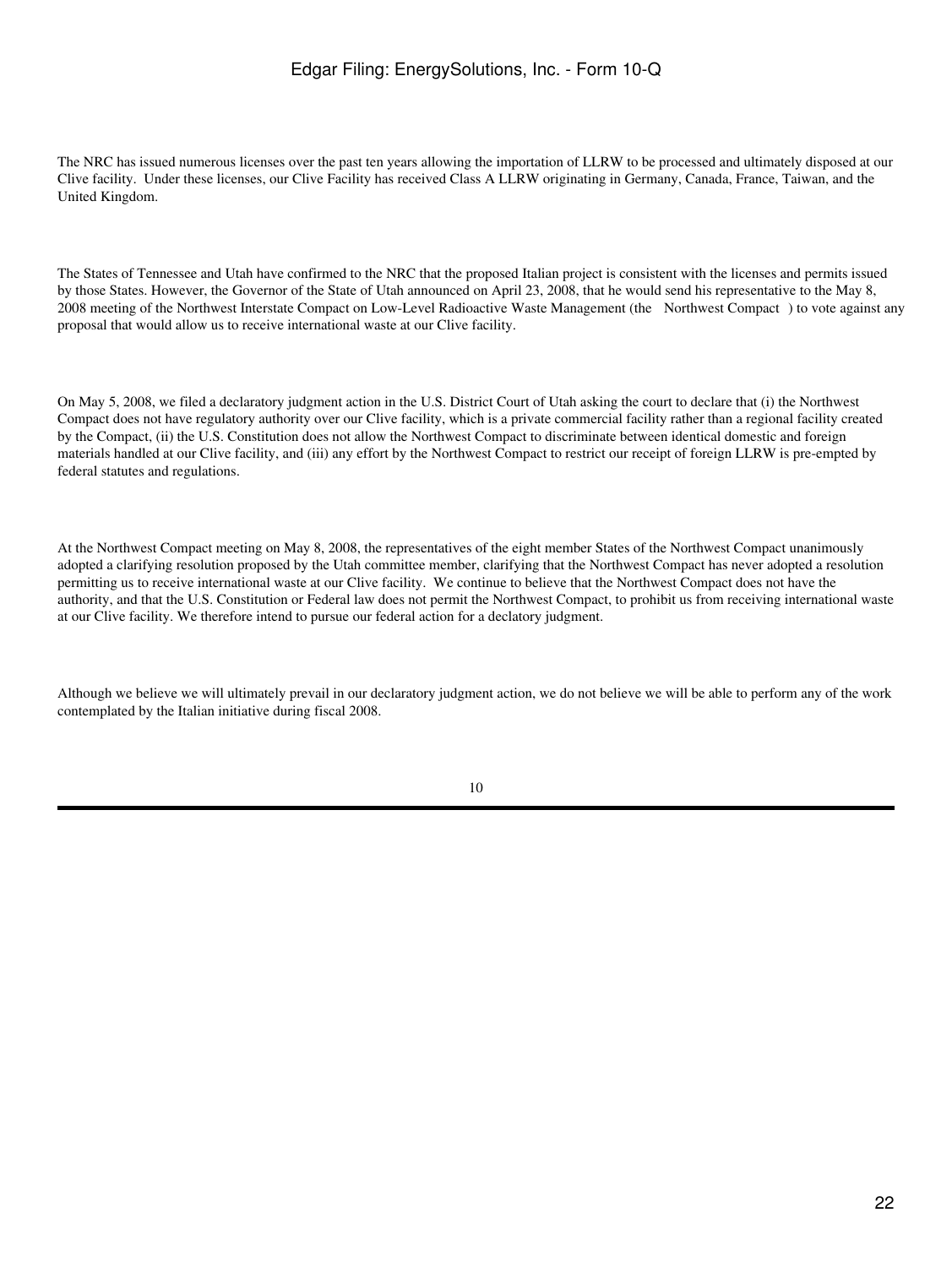The NRC has issued numerous licenses over the past ten years allowing the importation of LLRW to be processed and ultimately disposed at our Clive facility. Under these licenses, our Clive Facility has received Class A LLRW originating in Germany, Canada, France, Taiwan, and the United Kingdom.

The States of Tennessee and Utah have confirmed to the NRC that the proposed Italian project is consistent with the licenses and permits issued by those States. However, the Governor of the State of Utah announced on April 23, 2008, that he would send his representative to the May 8, 2008 meeting of the Northwest Interstate Compact on Low-Level Radioactive Waste Management (the Northwest Compact ) to vote against any proposal that would allow us to receive international waste at our Clive facility.

On May 5, 2008, we filed a declaratory judgment action in the U.S. District Court of Utah asking the court to declare that (i) the Northwest Compact does not have regulatory authority over our Clive facility, which is a private commercial facility rather than a regional facility created by the Compact, (ii) the U.S. Constitution does not allow the Northwest Compact to discriminate between identical domestic and foreign materials handled at our Clive facility, and (iii) any effort by the Northwest Compact to restrict our receipt of foreign LLRW is pre-empted by federal statutes and regulations.

At the Northwest Compact meeting on May 8, 2008, the representatives of the eight member States of the Northwest Compact unanimously adopted a clarifying resolution proposed by the Utah committee member, clarifying that the Northwest Compact has never adopted a resolution permitting us to receive international waste at our Clive facility. We continue to believe that the Northwest Compact does not have the authority, and that the U.S. Constitution or Federal law does not permit the Northwest Compact, to prohibit us from receiving international waste at our Clive facility. We therefore intend to pursue our federal action for a declatory judgment.

Although we believe we will ultimately prevail in our declaratory judgment action, we do not believe we will be able to perform any of the work contemplated by the Italian initiative during fiscal 2008.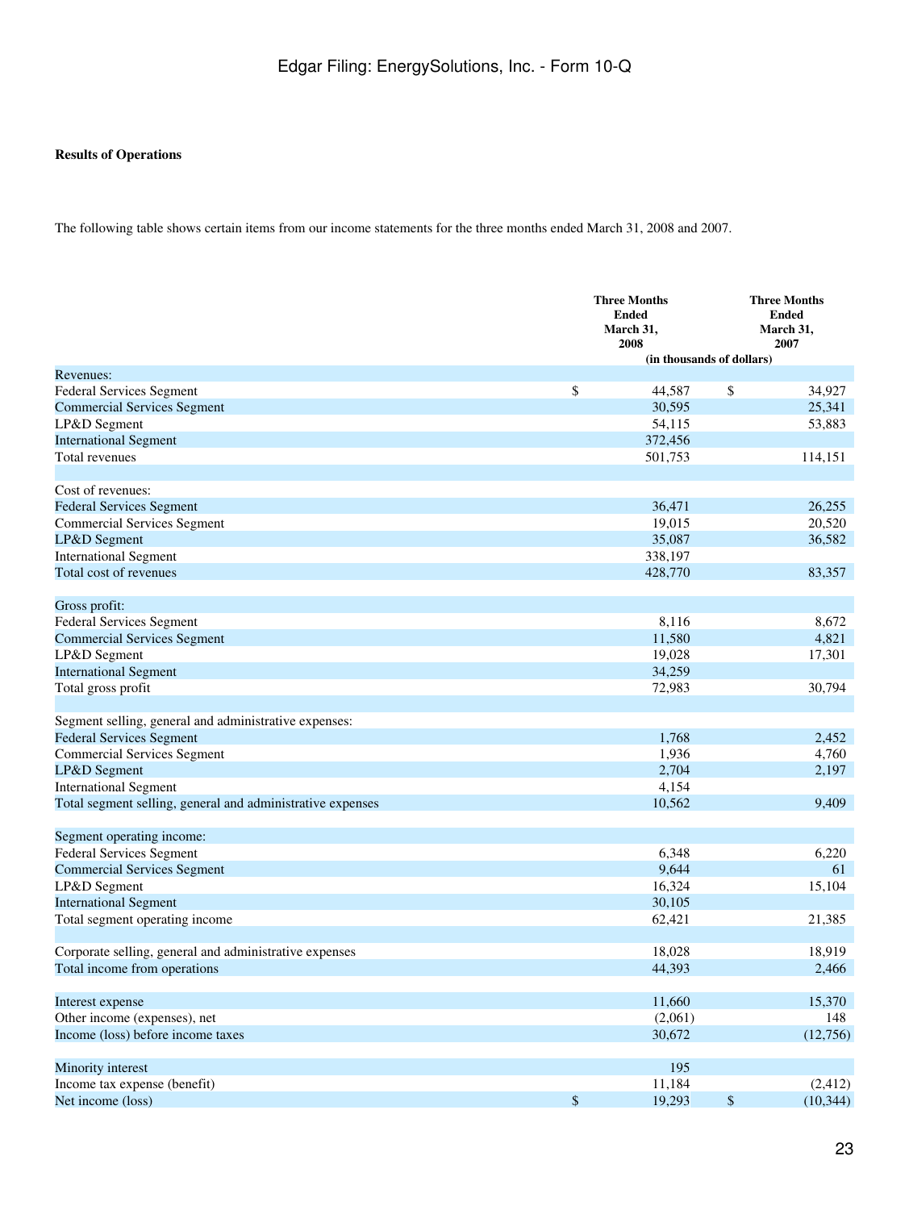**Results of Operations**

The following table shows certain items from our income statements for the three months ended March 31, 2008 and 2007.

| | Three Months Ended March 31, 2008 | Three Months Ended March 31, 2007 |
|---|---|---|
| | (in thousands of dollars) | |
| Revenues: | | |
| Federal Services Segment | $ 44,587 | $ 34,927 |
| Commercial Services Segment | 30,595 | 25,341 |
| LP&D Segment | 54,115 | 53,883 |
| International Segment | 372,456 | |
| Total revenues | 501,753 | 114,151 |
| | | |
| Cost of revenues: | | |
| Federal Services Segment | 36,471 | 26,255 |
| Commercial Services Segment | 19,015 | 20,520 |
| LP&D Segment | 35,087 | 36,582 |
| International Segment | 338,197 | |
| Total cost of revenues | 428,770 | 83,357 |
| | | |
| Gross profit: | | |
| Federal Services Segment | 8,116 | 8,672 |
| Commercial Services Segment | 11,580 | 4,821 |
| LP&D Segment | 19,028 | 17,301 |
| International Segment | 34,259 | |
| Total gross profit | 72,983 | 30,794 |
| | | |
| Segment selling, general and administrative expenses: | | |
| Federal Services Segment | 1,768 | 2,452 |
| Commercial Services Segment | 1,936 | 4,760 |
| LP&D Segment | 2,704 | 2,197 |
| International Segment | 4,154 | |
| Total segment selling, general and administrative expenses | 10,562 | 9,409 |
| | | |
| Segment operating income: | | |
| Federal Services Segment | 6,348 | 6,220 |
| Commercial Services Segment | 9,644 | 61 |
| LP&D Segment | 16,324 | 15,104 |
| International Segment | 30,105 | |
| Total segment operating income | 62,421 | 21,385 |
| | | |
| Corporate selling, general and administrative expenses | 18,028 | 18,919 |
| Total income from operations | 44,393 | 2,466 |
| | | |
| Interest expense | 11,660 | 15,370 |
| Other income (expenses), net | (2,061) | 148 |
| Income (loss) before income taxes | 30,672 | (12,756) |
| | | |
| Minority interest | 195 | |
| Income tax expense (benefit) | 11,184 | (2,412) |
| Net income (loss) | $ 19,293 | $ (10,344) |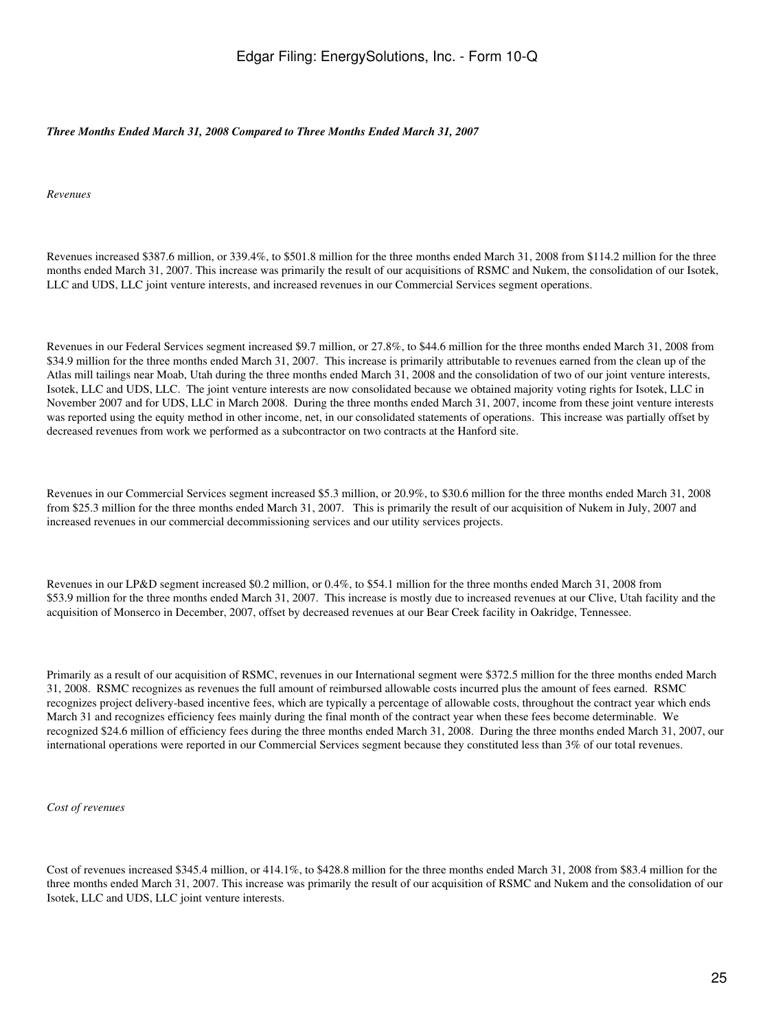***Three Months Ended March 31, 2008 Compared to Three Months Ended March 31, 2007***

*Revenues*

Revenues increased $387.6 million, or 339.4%, to $501.8 million for the three months ended March 31, 2008 from $114.2 million for the three months ended March 31, 2007. This increase was primarily the result of our acquisitions of RSMC and Nukem, the consolidation of our Isotek, LLC and UDS, LLC joint venture interests, and increased revenues in our Commercial Services segment operations.

Revenues in our Federal Services segment increased $9.7 million, or 27.8%, to $44.6 million for the three months ended March 31, 2008 from $34.9 million for the three months ended March 31, 2007. This increase is primarily attributable to revenues earned from the clean up of the Atlas mill tailings near Moab, Utah during the three months ended March 31, 2008 and the consolidation of two of our joint venture interests, Isotek, LLC and UDS, LLC. The joint venture interests are now consolidated because we obtained majority voting rights for Isotek, LLC in November 2007 and for UDS, LLC in March 2008. During the three months ended March 31, 2007, income from these joint venture interests was reported using the equity method in other income, net, in our consolidated statements of operations. This increase was partially offset by decreased revenues from work we performed as a subcontractor on two contracts at the Hanford site.

Revenues in our Commercial Services segment increased $5.3 million, or 20.9%, to $30.6 million for the three months ended March 31, 2008 from $25.3 million for the three months ended March 31, 2007. This is primarily the result of our acquisition of Nukem in July, 2007 and increased revenues in our commercial decommissioning services and our utility services projects.

Revenues in our LP&D segment increased $0.2 million, or 0.4%, to $54.1 million for the three months ended March 31, 2008 from $53.9 million for the three months ended March 31, 2007. This increase is mostly due to increased revenues at our Clive, Utah facility and the acquisition of Monserco in December, 2007, offset by decreased revenues at our Bear Creek facility in Oakridge, Tennessee.

Primarily as a result of our acquisition of RSMC, revenues in our International segment were $372.5 million for the three months ended March 31, 2008. RSMC recognizes as revenues the full amount of reimbursed allowable costs incurred plus the amount of fees earned. RSMC recognizes project delivery-based incentive fees, which are typically a percentage of allowable costs, throughout the contract year which ends March 31 and recognizes efficiency fees mainly during the final month of the contract year when these fees become determinable. We recognized $24.6 million of efficiency fees during the three months ended March 31, 2008. During the three months ended March 31, 2007, our international operations were reported in our Commercial Services segment because they constituted less than 3% of our total revenues.

*Cost of revenues*

Cost of revenues increased $345.4 million, or 414.1%, to $428.8 million for the three months ended March 31, 2008 from $83.4 million for the three months ended March 31, 2007. This increase was primarily the result of our acquisition of RSMC and Nukem and the consolidation of our Isotek, LLC and UDS, LLC joint venture interests.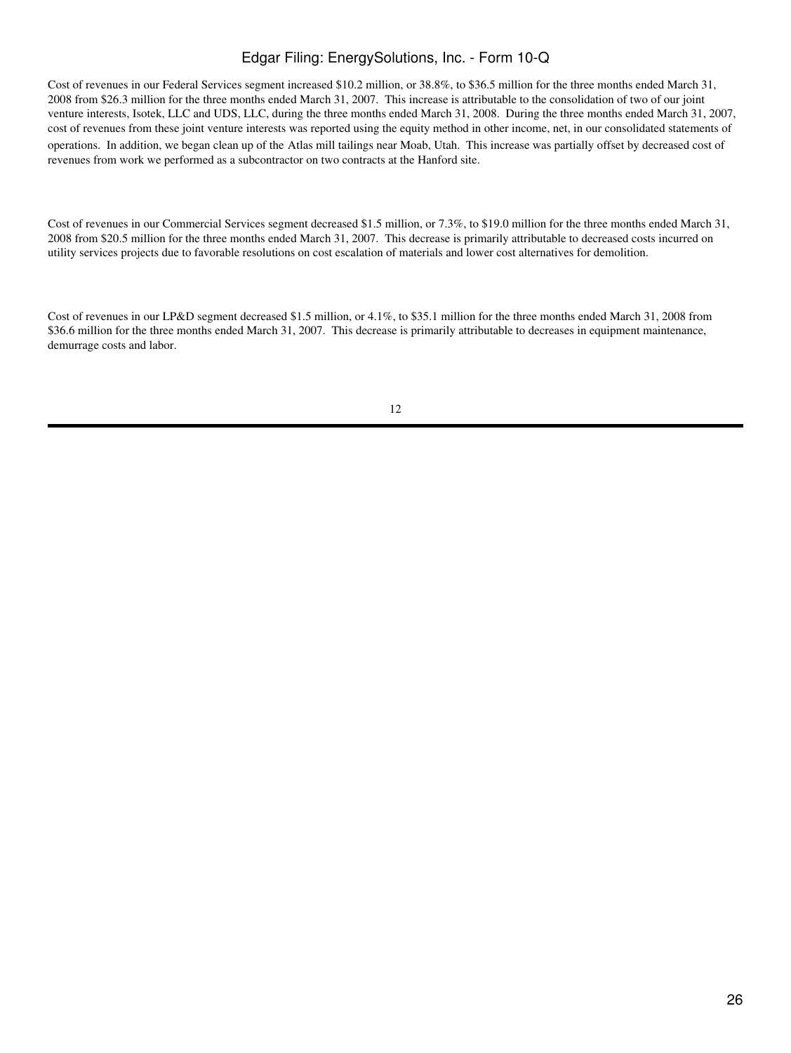Cost of revenues in our Federal Services segment increased $10.2 million, or 38.8%, to $36.5 million for the three months ended March 31, 2008 from $26.3 million for the three months ended March 31, 2007. This increase is attributable to the consolidation of two of our joint venture interests, Isotek, LLC and UDS, LLC, during the three months ended March 31, 2008. During the three months ended March 31, 2007, cost of revenues from these joint venture interests was reported using the equity method in other income, net, in our consolidated statements of operations. In addition, we began clean up of the Atlas mill tailings near Moab, Utah. This increase was partially offset by decreased cost of revenues from work we performed as a subcontractor on two contracts at the Hanford site.

Cost of revenues in our Commercial Services segment decreased $1.5 million, or 7.3%, to $19.0 million for the three months ended March 31, 2008 from $20.5 million for the three months ended March 31, 2007. This decrease is primarily attributable to decreased costs incurred on utility services projects due to favorable resolutions on cost escalation of materials and lower cost alternatives for demolition.

Cost of revenues in our LP&D segment decreased $1.5 million, or 4.1%, to $35.1 million for the three months ended March 31, 2008 from $36.6 million for the three months ended March 31, 2007. This decrease is primarily attributable to decreases in equipment maintenance, demurrage costs and labor.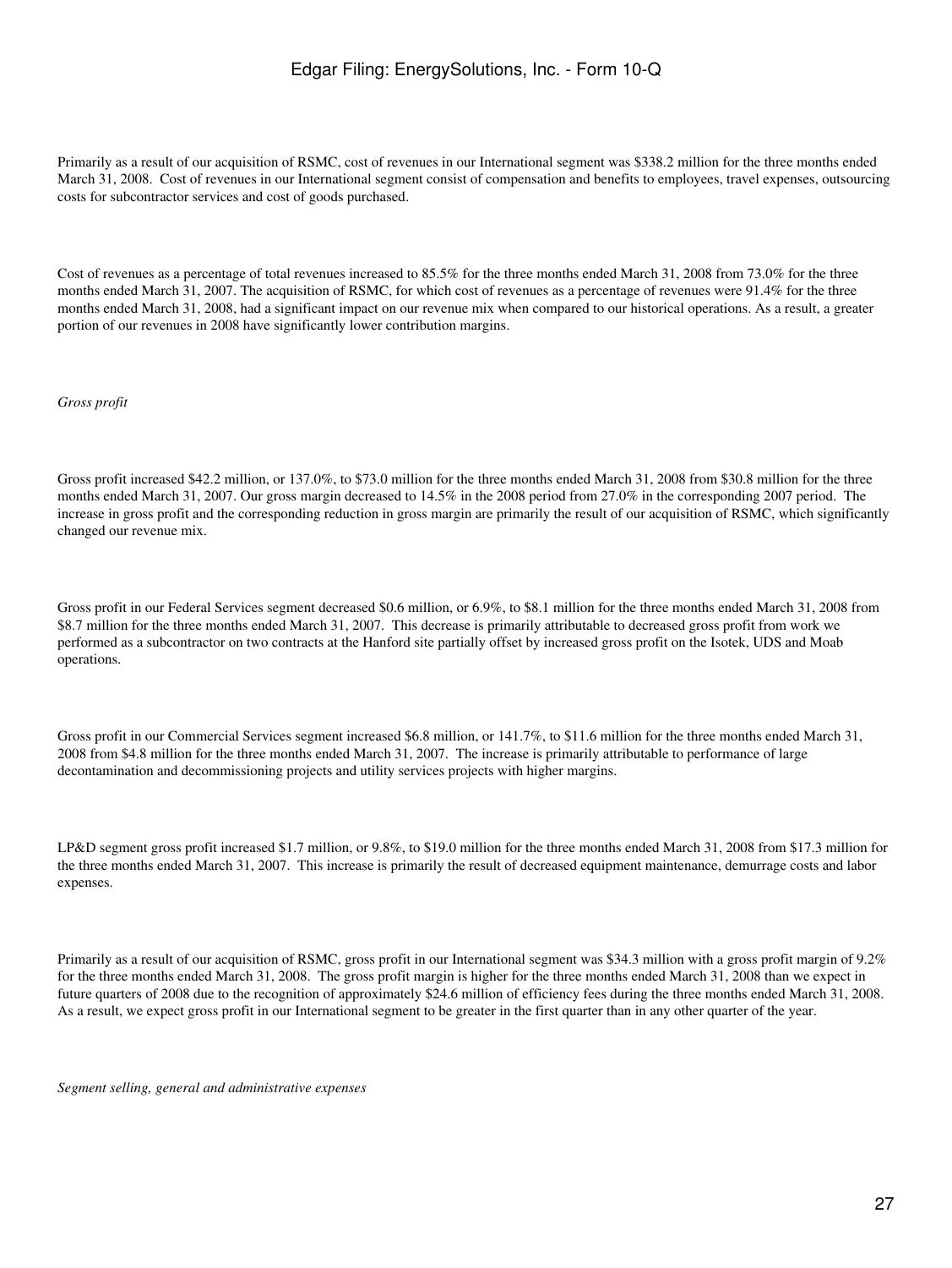Primarily as a result of our acquisition of RSMC, cost of revenues in our International segment was $338.2 million for the three months ended March 31, 2008.  Cost of revenues in our International segment consist of compensation and benefits to employees, travel expenses, outsourcing costs for subcontractor services and cost of goods purchased.

Cost of revenues as a percentage of total revenues increased to 85.5% for the three months ended March 31, 2008 from 73.0% for the three months ended March 31, 2007. The acquisition of RSMC, for which cost of revenues as a percentage of revenues were 91.4% for the three months ended March 31, 2008, had a significant impact on our revenue mix when compared to our historical operations. As a result, a greater portion of our revenues in 2008 have significantly lower contribution margins.

*Gross profit*

Gross profit increased $42.2 million, or 137.0%, to $73.0 million for the three months ended March 31, 2008 from $30.8 million for the three months ended March 31, 2007. Our gross margin decreased to 14.5% in the 2008 period from 27.0% in the corresponding 2007 period.  The increase in gross profit and the corresponding reduction in gross margin are primarily the result of our acquisition of RSMC, which significantly changed our revenue mix.

Gross profit in our Federal Services segment decreased $0.6 million, or 6.9%, to $8.1 million for the three months ended March 31, 2008 from $8.7 million for the three months ended March 31, 2007.  This decrease is primarily attributable to decreased gross profit from work we performed as a subcontractor on two contracts at the Hanford site partially offset by increased gross profit on the Isotek, UDS and Moab operations.

Gross profit in our Commercial Services segment increased $6.8 million, or 141.7%, to $11.6 million for the three months ended March 31, 2008 from $4.8 million for the three months ended March 31, 2007.  The increase is primarily attributable to performance of large decontamination and decommissioning projects and utility services projects with higher margins.

LP&D segment gross profit increased $1.7 million, or 9.8%, to $19.0 million for the three months ended March 31, 2008 from $17.3 million for the three months ended March 31, 2007.  This increase is primarily the result of decreased equipment maintenance, demurrage costs and labor expenses.

Primarily as a result of our acquisition of RSMC, gross profit in our International segment was $34.3 million with a gross profit margin of 9.2% for the three months ended March 31, 2008.  The gross profit margin is higher for the three months ended March 31, 2008 than we expect in future quarters of 2008 due to the recognition of approximately $24.6 million of efficiency fees during the three months ended March 31, 2008.  As a result, we expect gross profit in our International segment to be greater in the first quarter than in any other quarter of the year.

*Segment selling, general and administrative expenses*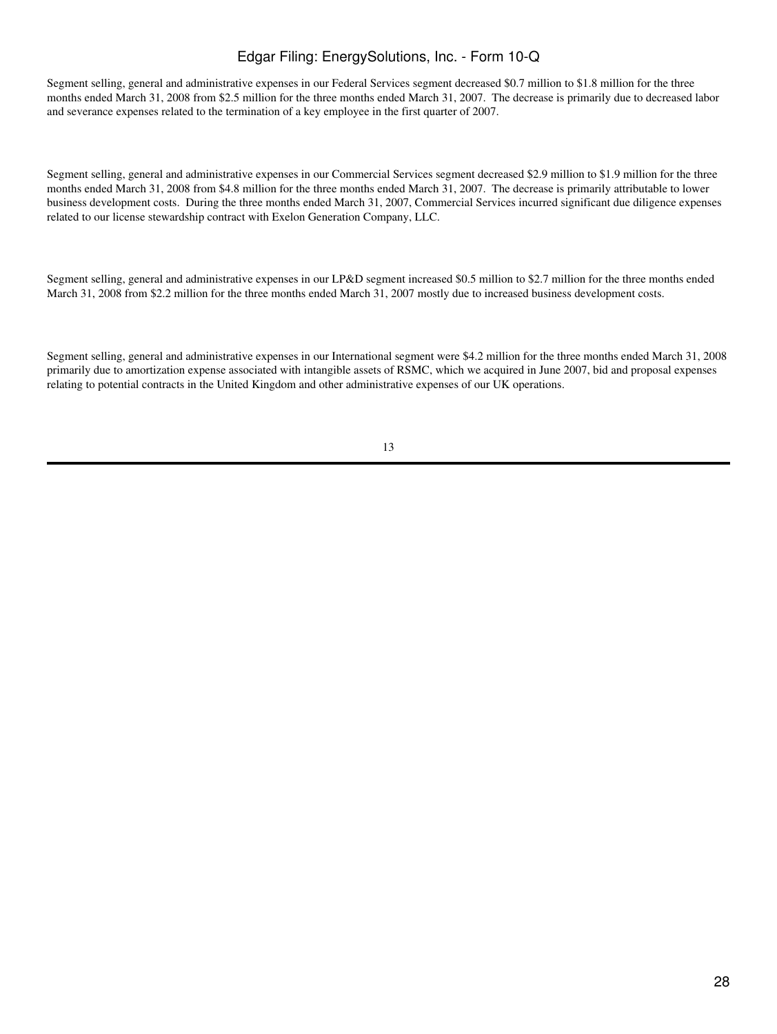Segment selling, general and administrative expenses in our Federal Services segment decreased $0.7 million to $1.8 million for the three months ended March 31, 2008 from $2.5 million for the three months ended March 31, 2007. The decrease is primarily due to decreased labor and severance expenses related to the termination of a key employee in the first quarter of 2007.

Segment selling, general and administrative expenses in our Commercial Services segment decreased $2.9 million to $1.9 million for the three months ended March 31, 2008 from $4.8 million for the three months ended March 31, 2007. The decrease is primarily attributable to lower business development costs. During the three months ended March 31, 2007, Commercial Services incurred significant due diligence expenses related to our license stewardship contract with Exelon Generation Company, LLC.

Segment selling, general and administrative expenses in our LP&D segment increased $0.5 million to $2.7 million for the three months ended March 31, 2008 from $2.2 million for the three months ended March 31, 2007 mostly due to increased business development costs.

Segment selling, general and administrative expenses in our International segment were $4.2 million for the three months ended March 31, 2008 primarily due to amortization expense associated with intangible assets of RSMC, which we acquired in June 2007, bid and proposal expenses relating to potential contracts in the United Kingdom and other administrative expenses of our UK operations.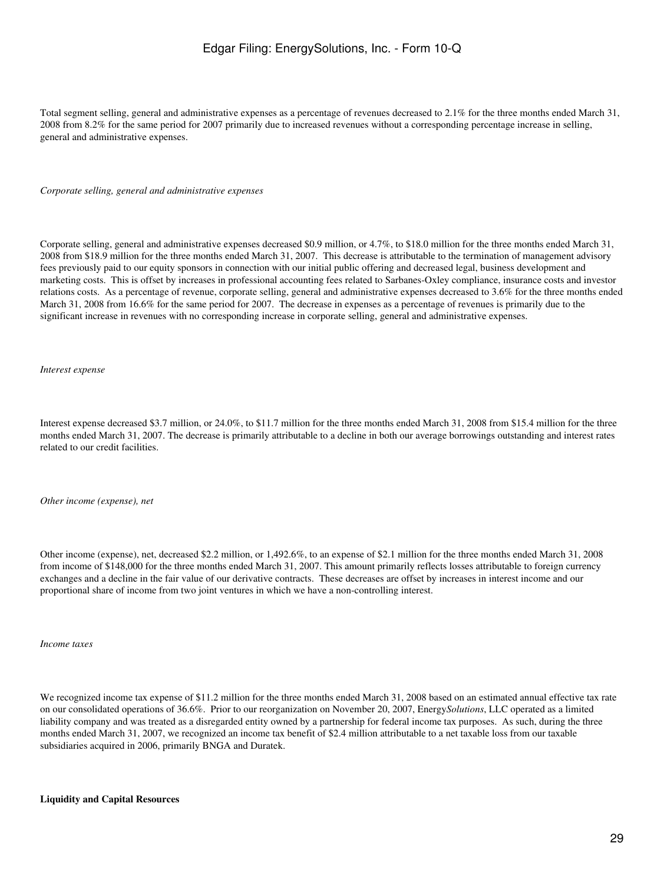Total segment selling, general and administrative expenses as a percentage of revenues decreased to 2.1% for the three months ended March 31, 2008 from 8.2% for the same period for 2007 primarily due to increased revenues without a corresponding percentage increase in selling, general and administrative expenses.

*Corporate selling, general and administrative expenses*

Corporate selling, general and administrative expenses decreased $0.9 million, or 4.7%, to $18.0 million for the three months ended March 31, 2008 from $18.9 million for the three months ended March 31, 2007. This decrease is attributable to the termination of management advisory fees previously paid to our equity sponsors in connection with our initial public offering and decreased legal, business development and marketing costs. This is offset by increases in professional accounting fees related to Sarbanes-Oxley compliance, insurance costs and investor relations costs. As a percentage of revenue, corporate selling, general and administrative expenses decreased to 3.6% for the three months ended March 31, 2008 from 16.6% for the same period for 2007. The decrease in expenses as a percentage of revenues is primarily due to the significant increase in revenues with no corresponding increase in corporate selling, general and administrative expenses.

*Interest expense*

Interest expense decreased $3.7 million, or 24.0%, to $11.7 million for the three months ended March 31, 2008 from $15.4 million for the three months ended March 31, 2007. The decrease is primarily attributable to a decline in both our average borrowings outstanding and interest rates related to our credit facilities.

*Other income (expense), net*

Other income (expense), net, decreased $2.2 million, or 1,492.6%, to an expense of $2.1 million for the three months ended March 31, 2008 from income of $148,000 for the three months ended March 31, 2007. This amount primarily reflects losses attributable to foreign currency exchanges and a decline in the fair value of our derivative contracts. These decreases are offset by increases in interest income and our proportional share of income from two joint ventures in which we have a non-controlling interest.

*Income taxes*

We recognized income tax expense of $11.2 million for the three months ended March 31, 2008 based on an estimated annual effective tax rate on our consolidated operations of 36.6%. Prior to our reorganization on November 20, 2007, Energy*Solutions*, LLC operated as a limited liability company and was treated as a disregarded entity owned by a partnership for federal income tax purposes. As such, during the three months ended March 31, 2007, we recognized an income tax benefit of $2.4 million attributable to a net taxable loss from our taxable subsidiaries acquired in 2006, primarily BNGA and Duratek.

**Liquidity and Capital Resources**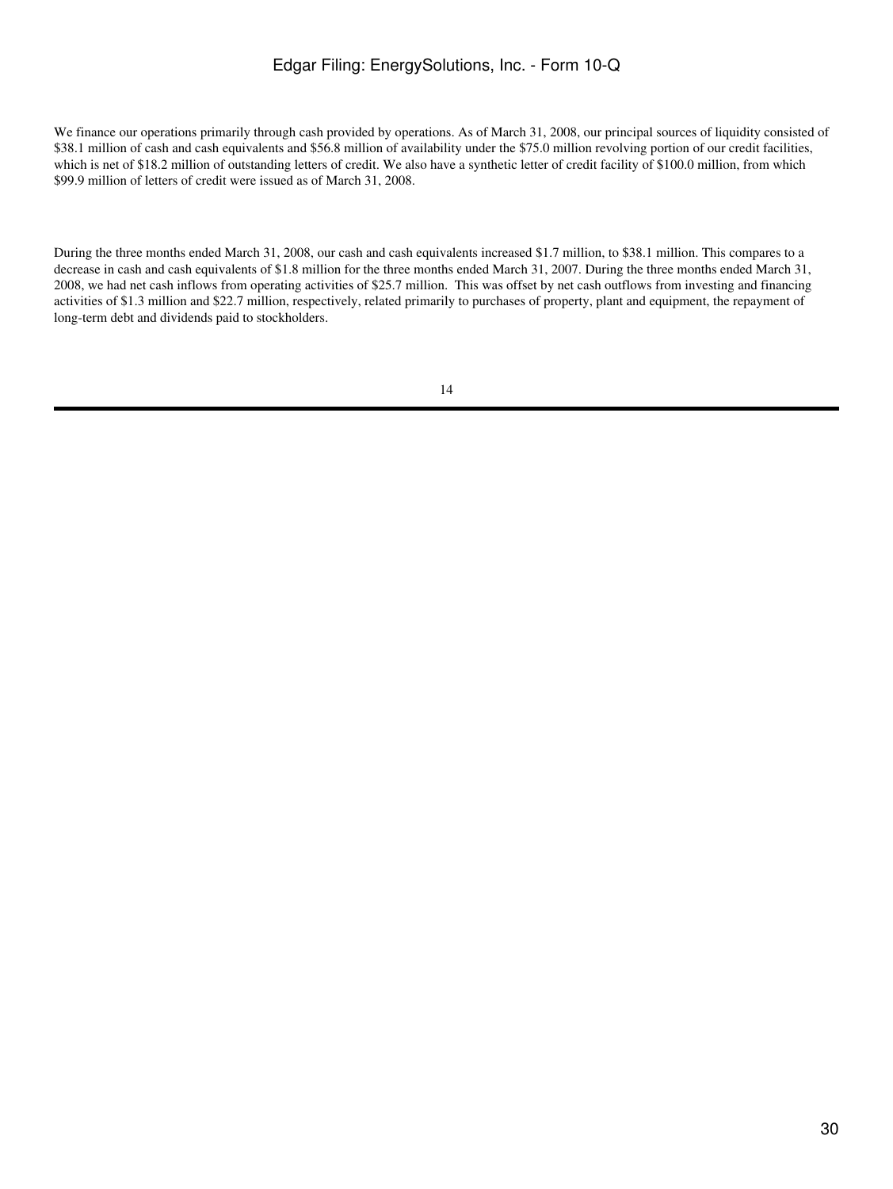We finance our operations primarily through cash provided by operations. As of March 31, 2008, our principal sources of liquidity consisted of $38.1 million of cash and cash equivalents and $56.8 million of availability under the $75.0 million revolving portion of our credit facilities, which is net of $18.2 million of outstanding letters of credit. We also have a synthetic letter of credit facility of $100.0 million, from which $99.9 million of letters of credit were issued as of March 31, 2008.

During the three months ended March 31, 2008, our cash and cash equivalents increased $1.7 million, to $38.1 million. This compares to a decrease in cash and cash equivalents of $1.8 million for the three months ended March 31, 2007. During the three months ended March 31, 2008, we had net cash inflows from operating activities of $25.7 million. This was offset by net cash outflows from investing and financing activities of $1.3 million and $22.7 million, respectively, related primarily to purchases of property, plant and equipment, the repayment of long-term debt and dividends paid to stockholders.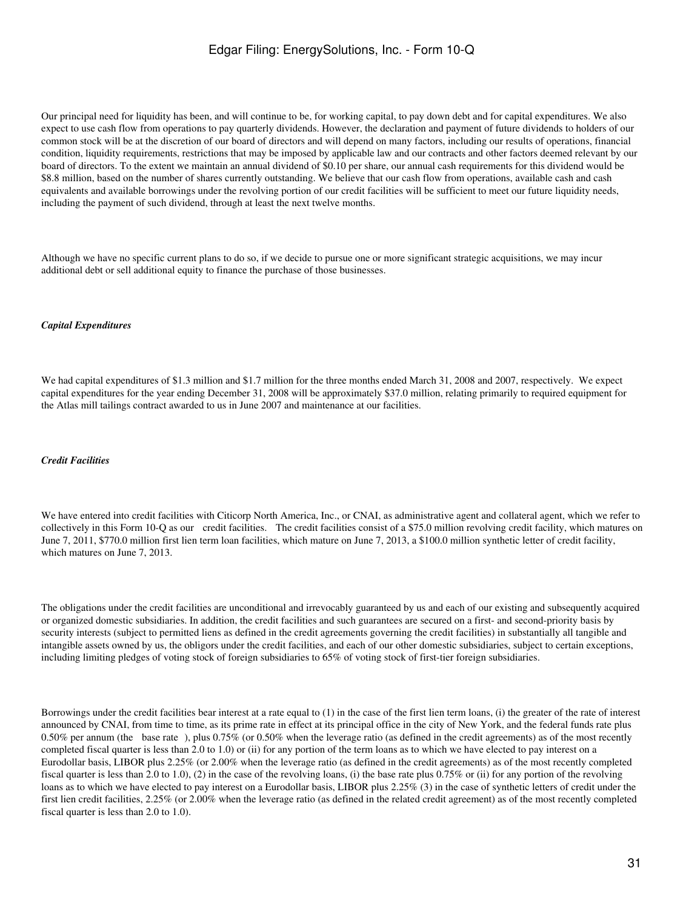Our principal need for liquidity has been, and will continue to be, for working capital, to pay down debt and for capital expenditures. We also expect to use cash flow from operations to pay quarterly dividends. However, the declaration and payment of future dividends to holders of our common stock will be at the discretion of our board of directors and will depend on many factors, including our results of operations, financial condition, liquidity requirements, restrictions that may be imposed by applicable law and our contracts and other factors deemed relevant by our board of directors. To the extent we maintain an annual dividend of $0.10 per share, our annual cash requirements for this dividend would be $8.8 million, based on the number of shares currently outstanding. We believe that our cash flow from operations, available cash and cash equivalents and available borrowings under the revolving portion of our credit facilities will be sufficient to meet our future liquidity needs, including the payment of such dividend, through at least the next twelve months.

Although we have no specific current plans to do so, if we decide to pursue one or more significant strategic acquisitions, we may incur additional debt or sell additional equity to finance the purchase of those businesses.

*Capital Expenditures*

We had capital expenditures of $1.3 million and $1.7 million for the three months ended March 31, 2008 and 2007, respectively. We expect capital expenditures for the year ending December 31, 2008 will be approximately $37.0 million, relating primarily to required equipment for the Atlas mill tailings contract awarded to us in June 2007 and maintenance at our facilities.

*Credit Facilities*

We have entered into credit facilities with Citicorp North America, Inc., or CNAI, as administrative agent and collateral agent, which we refer to collectively in this Form 10-Q as our credit facilities. The credit facilities consist of a $75.0 million revolving credit facility, which matures on June 7, 2011, $770.0 million first lien term loan facilities, which mature on June 7, 2013, a $100.0 million synthetic letter of credit facility, which matures on June 7, 2013.

The obligations under the credit facilities are unconditional and irrevocably guaranteed by us and each of our existing and subsequently acquired or organized domestic subsidiaries. In addition, the credit facilities and such guarantees are secured on a first- and second-priority basis by security interests (subject to permitted liens as defined in the credit agreements governing the credit facilities) in substantially all tangible and intangible assets owned by us, the obligors under the credit facilities, and each of our other domestic subsidiaries, subject to certain exceptions, including limiting pledges of voting stock of foreign subsidiaries to 65% of voting stock of first-tier foreign subsidiaries.

Borrowings under the credit facilities bear interest at a rate equal to (1) in the case of the first lien term loans, (i) the greater of the rate of interest announced by CNAI, from time to time, as its prime rate in effect at its principal office in the city of New York, and the federal funds rate plus 0.50% per annum (the base rate ), plus 0.75% (or 0.50% when the leverage ratio (as defined in the credit agreements) as of the most recently completed fiscal quarter is less than 2.0 to 1.0) or (ii) for any portion of the term loans as to which we have elected to pay interest on a Eurodollar basis, LIBOR plus 2.25% (or 2.00% when the leverage ratio (as defined in the credit agreements) as of the most recently completed fiscal quarter is less than 2.0 to 1.0), (2) in the case of the revolving loans, (i) the base rate plus 0.75% or (ii) for any portion of the revolving loans as to which we have elected to pay interest on a Eurodollar basis, LIBOR plus 2.25% (3) in the case of synthetic letters of credit under the first lien credit facilities, 2.25% (or 2.00% when the leverage ratio (as defined in the related credit agreement) as of the most recently completed fiscal quarter is less than 2.0 to 1.0).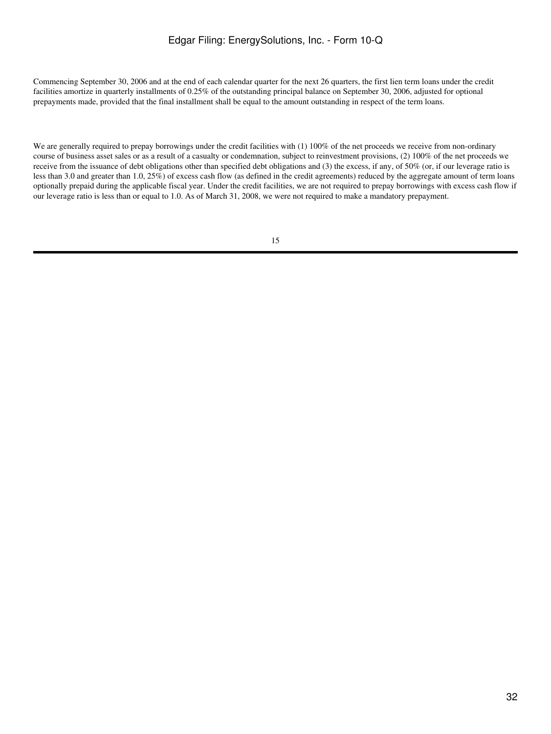Commencing September 30, 2006 and at the end of each calendar quarter for the next 26 quarters, the first lien term loans under the credit facilities amortize in quarterly installments of 0.25% of the outstanding principal balance on September 30, 2006, adjusted for optional prepayments made, provided that the final installment shall be equal to the amount outstanding in respect of the term loans.

We are generally required to prepay borrowings under the credit facilities with (1) 100% of the net proceeds we receive from non-ordinary course of business asset sales or as a result of a casualty or condemnation, subject to reinvestment provisions, (2) 100% of the net proceeds we receive from the issuance of debt obligations other than specified debt obligations and (3) the excess, if any, of 50% (or, if our leverage ratio is less than 3.0 and greater than 1.0, 25%) of excess cash flow (as defined in the credit agreements) reduced by the aggregate amount of term loans optionally prepaid during the applicable fiscal year. Under the credit facilities, we are not required to prepay borrowings with excess cash flow if our leverage ratio is less than or equal to 1.0. As of March 31, 2008, we were not required to make a mandatory prepayment.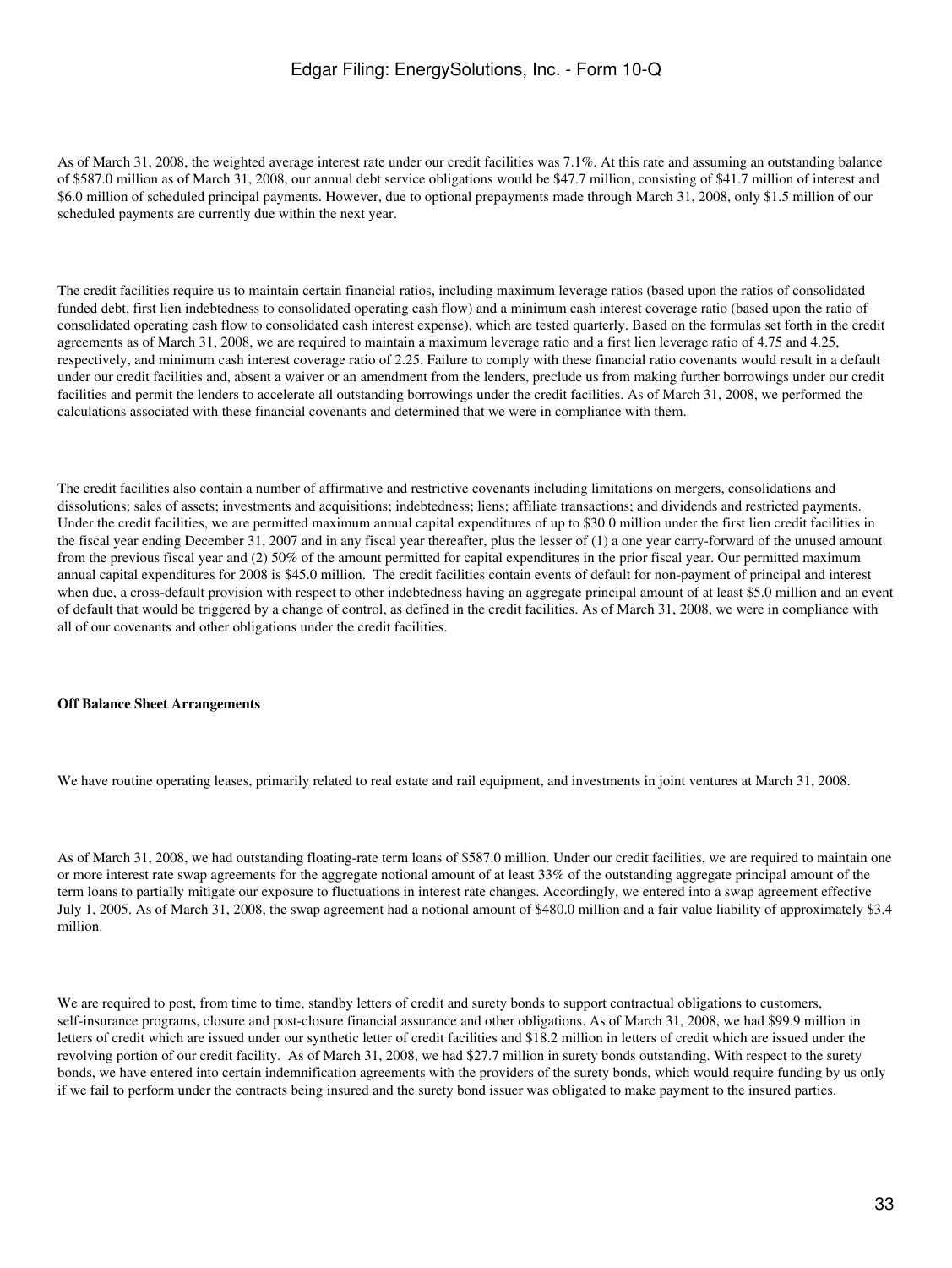As of March 31, 2008, the weighted average interest rate under our credit facilities was 7.1%. At this rate and assuming an outstanding balance of $587.0 million as of March 31, 2008, our annual debt service obligations would be $47.7 million, consisting of $41.7 million of interest and $6.0 million of scheduled principal payments. However, due to optional prepayments made through March 31, 2008, only $1.5 million of our scheduled payments are currently due within the next year.

The credit facilities require us to maintain certain financial ratios, including maximum leverage ratios (based upon the ratios of consolidated funded debt, first lien indebtedness to consolidated operating cash flow) and a minimum cash interest coverage ratio (based upon the ratio of consolidated operating cash flow to consolidated cash interest expense), which are tested quarterly. Based on the formulas set forth in the credit agreements as of March 31, 2008, we are required to maintain a maximum leverage ratio and a first lien leverage ratio of 4.75 and 4.25, respectively, and minimum cash interest coverage ratio of 2.25. Failure to comply with these financial ratio covenants would result in a default under our credit facilities and, absent a waiver or an amendment from the lenders, preclude us from making further borrowings under our credit facilities and permit the lenders to accelerate all outstanding borrowings under the credit facilities. As of March 31, 2008, we performed the calculations associated with these financial covenants and determined that we were in compliance with them.

The credit facilities also contain a number of affirmative and restrictive covenants including limitations on mergers, consolidations and dissolutions; sales of assets; investments and acquisitions; indebtedness; liens; affiliate transactions; and dividends and restricted payments. Under the credit facilities, we are permitted maximum annual capital expenditures of up to $30.0 million under the first lien credit facilities in the fiscal year ending December 31, 2007 and in any fiscal year thereafter, plus the lesser of (1) a one year carry-forward of the unused amount from the previous fiscal year and (2) 50% of the amount permitted for capital expenditures in the prior fiscal year. Our permitted maximum annual capital expenditures for 2008 is $45.0 million. The credit facilities contain events of default for non-payment of principal and interest when due, a cross-default provision with respect to other indebtedness having an aggregate principal amount of at least $5.0 million and an event of default that would be triggered by a change of control, as defined in the credit facilities. As of March 31, 2008, we were in compliance with all of our covenants and other obligations under the credit facilities.

**Off Balance Sheet Arrangements**

We have routine operating leases, primarily related to real estate and rail equipment, and investments in joint ventures at March 31, 2008.

As of March 31, 2008, we had outstanding floating-rate term loans of $587.0 million. Under our credit facilities, we are required to maintain one or more interest rate swap agreements for the aggregate notional amount of at least 33% of the outstanding aggregate principal amount of the term loans to partially mitigate our exposure to fluctuations in interest rate changes. Accordingly, we entered into a swap agreement effective July 1, 2005. As of March 31, 2008, the swap agreement had a notional amount of $480.0 million and a fair value liability of approximately $3.4 million.

We are required to post, from time to time, standby letters of credit and surety bonds to support contractual obligations to customers, self-insurance programs, closure and post-closure financial assurance and other obligations. As of March 31, 2008, we had $99.9 million in letters of credit which are issued under our synthetic letter of credit facilities and $18.2 million in letters of credit which are issued under the revolving portion of our credit facility. As of March 31, 2008, we had $27.7 million in surety bonds outstanding. With respect to the surety bonds, we have entered into certain indemnification agreements with the providers of the surety bonds, which would require funding by us only if we fail to perform under the contracts being insured and the surety bond issuer was obligated to make payment to the insured parties.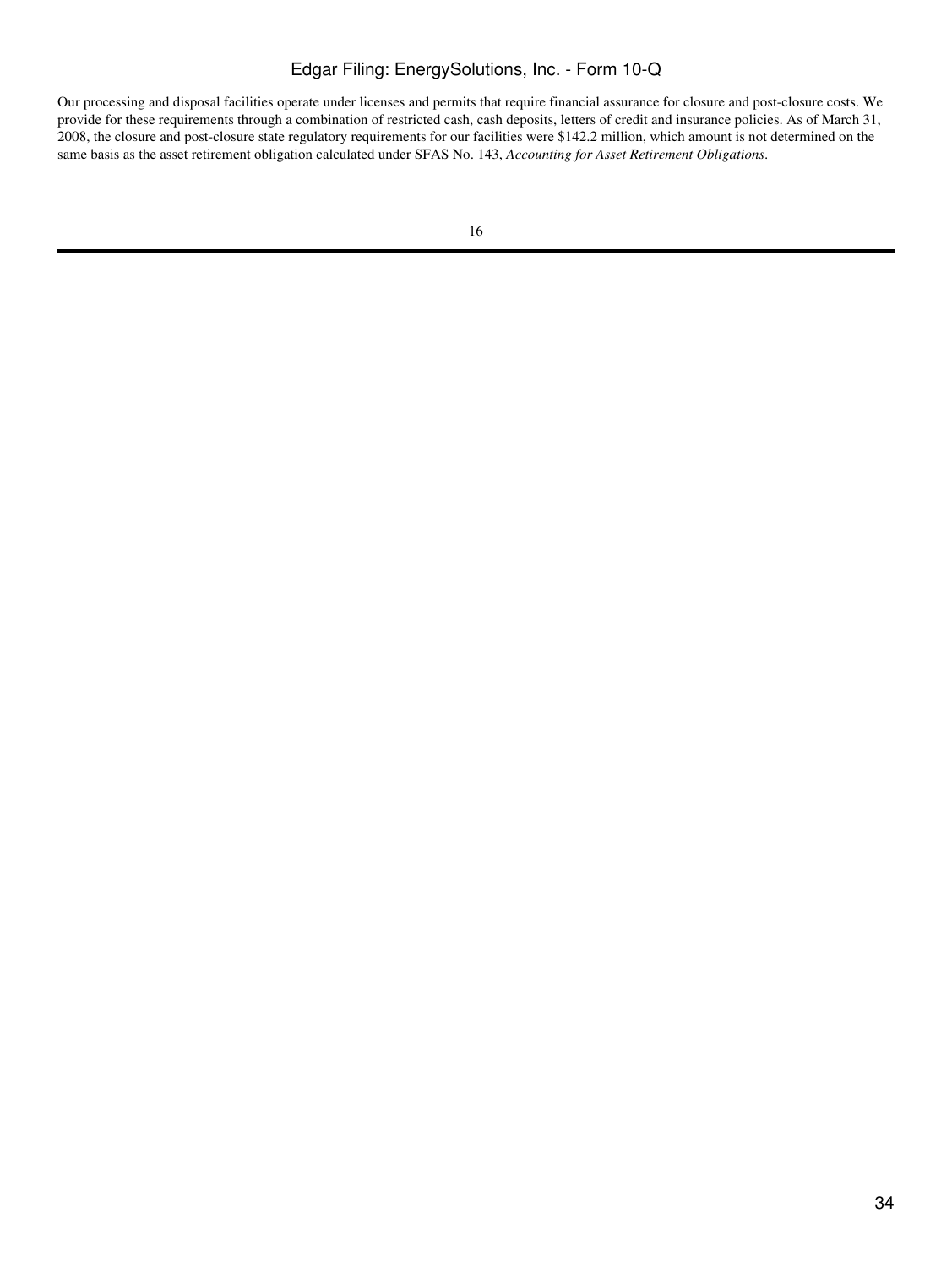Our processing and disposal facilities operate under licenses and permits that require financial assurance for closure and post-closure costs. We provide for these requirements through a combination of restricted cash, cash deposits, letters of credit and insurance policies. As of March 31, 2008, the closure and post-closure state regulatory requirements for our facilities were $142.2 million, which amount is not determined on the same basis as the asset retirement obligation calculated under SFAS No. 143, *Accounting for Asset Retirement Obligations*.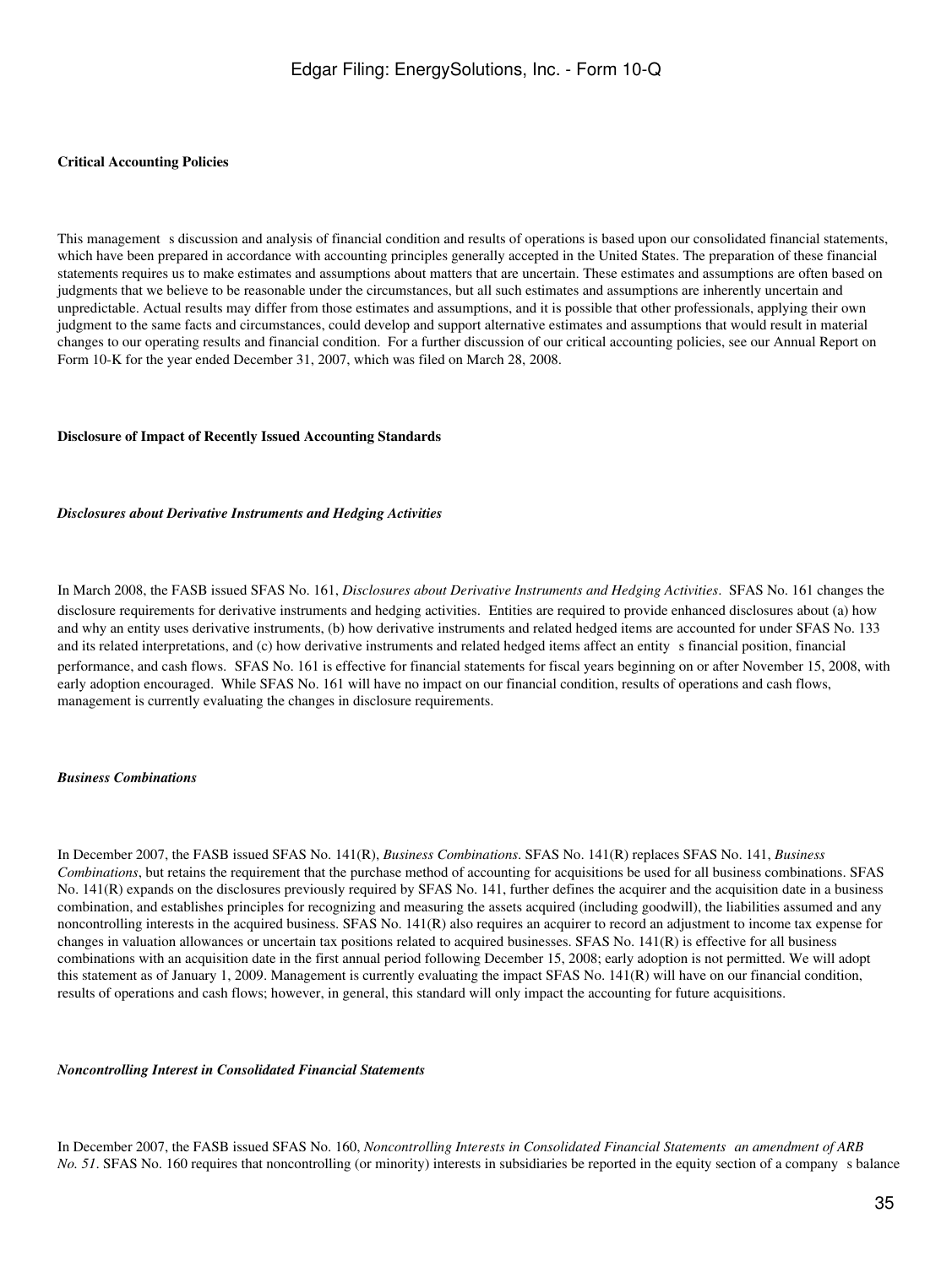**Critical Accounting Policies**

This management s discussion and analysis of financial condition and results of operations is based upon our consolidated financial statements, which have been prepared in accordance with accounting principles generally accepted in the United States. The preparation of these financial statements requires us to make estimates and assumptions about matters that are uncertain. These estimates and assumptions are often based on judgments that we believe to be reasonable under the circumstances, but all such estimates and assumptions are inherently uncertain and unpredictable. Actual results may differ from those estimates and assumptions, and it is possible that other professionals, applying their own judgment to the same facts and circumstances, could develop and support alternative estimates and assumptions that would result in material changes to our operating results and financial condition. For a further discussion of our critical accounting policies, see our Annual Report on Form 10-K for the year ended December 31, 2007, which was filed on March 28, 2008.

**Disclosure of Impact of Recently Issued Accounting Standards**

***Disclosures about Derivative Instruments and Hedging Activities***

In March 2008, the FASB issued SFAS No. 161, *Disclosures about Derivative Instruments and Hedging Activities*. SFAS No. 161 changes the disclosure requirements for derivative instruments and hedging activities. Entities are required to provide enhanced disclosures about (a) how and why an entity uses derivative instruments, (b) how derivative instruments and related hedged items are accounted for under SFAS No. 133 and its related interpretations, and (c) how derivative instruments and related hedged items affect an entity s financial position, financial performance, and cash flows. SFAS No. 161 is effective for financial statements for fiscal years beginning on or after November 15, 2008, with early adoption encouraged. While SFAS No. 161 will have no impact on our financial condition, results of operations and cash flows, management is currently evaluating the changes in disclosure requirements.

***Business Combinations***

In December 2007, the FASB issued SFAS No. 141(R), *Business Combinations*. SFAS No. 141(R) replaces SFAS No. 141, *Business Combinations*, but retains the requirement that the purchase method of accounting for acquisitions be used for all business combinations. SFAS No. 141(R) expands on the disclosures previously required by SFAS No. 141, further defines the acquirer and the acquisition date in a business combination, and establishes principles for recognizing and measuring the assets acquired (including goodwill), the liabilities assumed and any noncontrolling interests in the acquired business. SFAS No. 141(R) also requires an acquirer to record an adjustment to income tax expense for changes in valuation allowances or uncertain tax positions related to acquired businesses. SFAS No. 141(R) is effective for all business combinations with an acquisition date in the first annual period following December 15, 2008; early adoption is not permitted. We will adopt this statement as of January 1, 2009. Management is currently evaluating the impact SFAS No. 141(R) will have on our financial condition, results of operations and cash flows; however, in general, this standard will only impact the accounting for future acquisitions.

***Noncontrolling Interest in Consolidated Financial Statements***

In December 2007, the FASB issued SFAS No. 160, *Noncontrolling Interests in Consolidated Financial Statements an amendment of ARB No. 51*. SFAS No. 160 requires that noncontrolling (or minority) interests in subsidiaries be reported in the equity section of a company s balance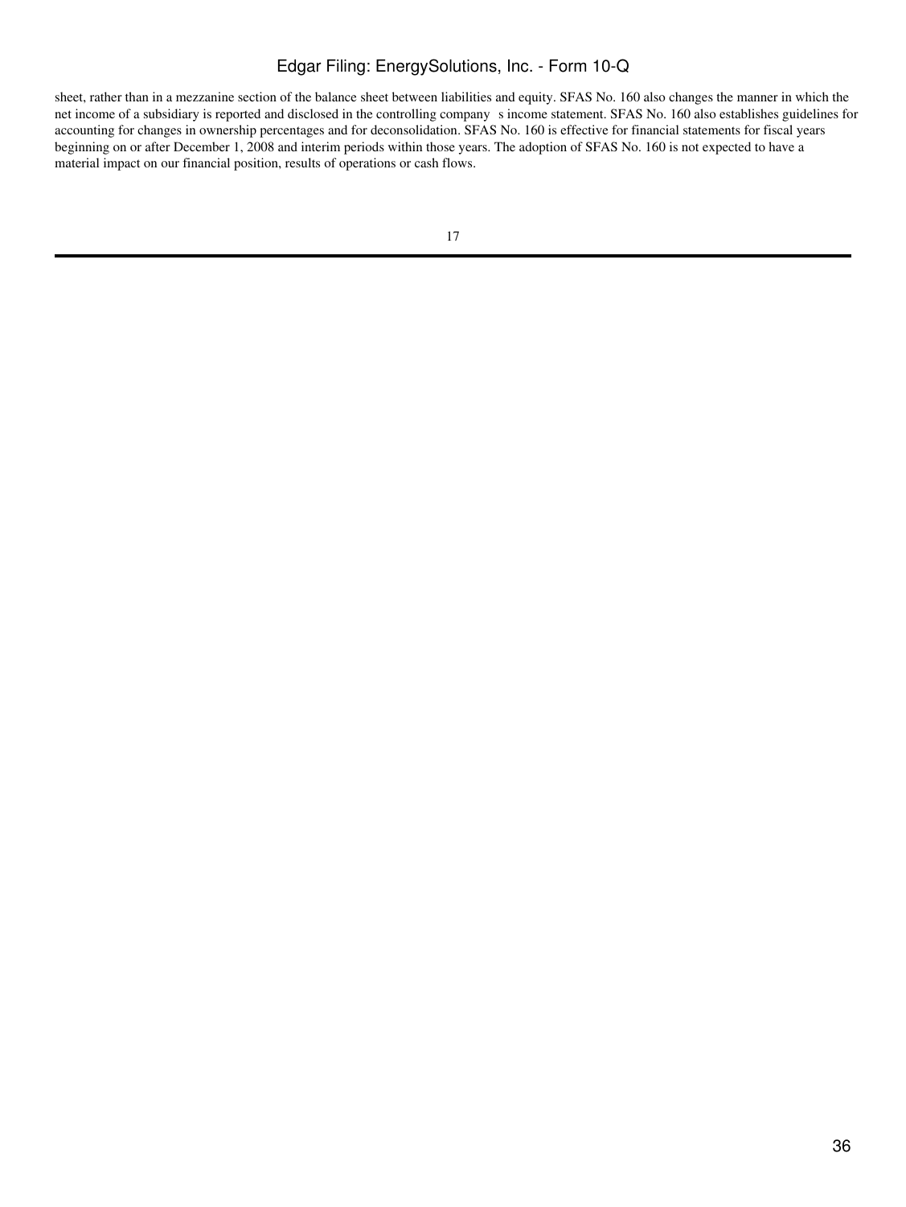sheet, rather than in a mezzanine section of the balance sheet between liabilities and equity. SFAS No. 160 also changes the manner in which the net income of a subsidiary is reported and disclosed in the controlling company s income statement. SFAS No. 160 also establishes guidelines for accounting for changes in ownership percentages and for deconsolidation. SFAS No. 160 is effective for financial statements for fiscal years beginning on or after December 1, 2008 and interim periods within those years. The adoption of SFAS No. 160 is not expected to have a material impact on our financial position, results of operations or cash flows.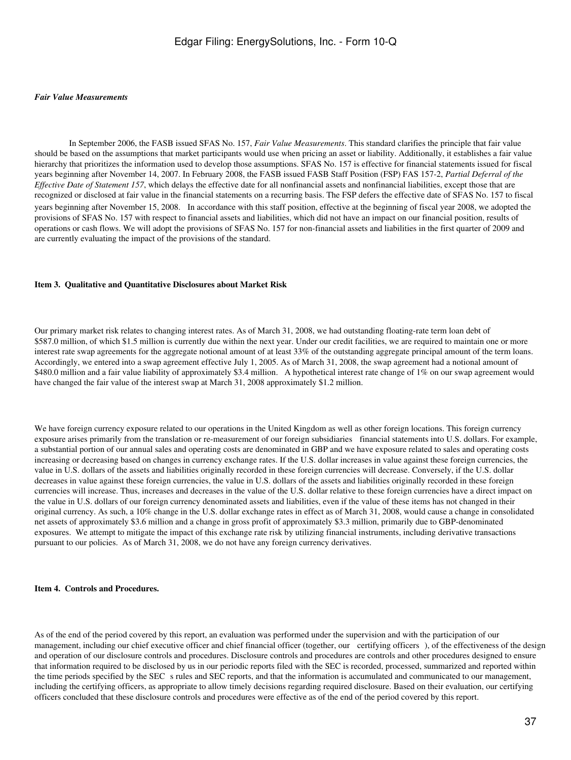*Fair Value Measurements*

In September 2006, the FASB issued SFAS No. 157, *Fair Value Measurements*. This standard clarifies the principle that fair value should be based on the assumptions that market participants would use when pricing an asset or liability. Additionally, it establishes a fair value hierarchy that prioritizes the information used to develop those assumptions. SFAS No. 157 is effective for financial statements issued for fiscal years beginning after November 14, 2007. In February 2008, the FASB issued FASB Staff Position (FSP) FAS 157-2, *Partial Deferral of the Effective Date of Statement 157*, which delays the effective date for all nonfinancial assets and nonfinancial liabilities, except those that are recognized or disclosed at fair value in the financial statements on a recurring basis. The FSP defers the effective date of SFAS No. 157 to fiscal years beginning after November 15, 2008. In accordance with this staff position, effective at the beginning of fiscal year 2008, we adopted the provisions of SFAS No. 157 with respect to financial assets and liabilities, which did not have an impact on our financial position, results of operations or cash flows. We will adopt the provisions of SFAS No. 157 for non-financial assets and liabilities in the first quarter of 2009 and are currently evaluating the impact of the provisions of the standard.

**Item 3. Qualitative and Quantitative Disclosures about Market Risk**

Our primary market risk relates to changing interest rates. As of March 31, 2008, we had outstanding floating-rate term loan debt of $587.0 million, of which $1.5 million is currently due within the next year. Under our credit facilities, we are required to maintain one or more interest rate swap agreements for the aggregate notional amount of at least 33% of the outstanding aggregate principal amount of the term loans. Accordingly, we entered into a swap agreement effective July 1, 2005. As of March 31, 2008, the swap agreement had a notional amount of $480.0 million and a fair value liability of approximately $3.4 million. A hypothetical interest rate change of 1% on our swap agreement would have changed the fair value of the interest swap at March 31, 2008 approximately $1.2 million.

We have foreign currency exposure related to our operations in the United Kingdom as well as other foreign locations. This foreign currency exposure arises primarily from the translation or re-measurement of our foreign subsidiaries financial statements into U.S. dollars. For example, a substantial portion of our annual sales and operating costs are denominated in GBP and we have exposure related to sales and operating costs increasing or decreasing based on changes in currency exchange rates. If the U.S. dollar increases in value against these foreign currencies, the value in U.S. dollars of the assets and liabilities originally recorded in these foreign currencies will decrease. Conversely, if the U.S. dollar decreases in value against these foreign currencies, the value in U.S. dollars of the assets and liabilities originally recorded in these foreign currencies will increase. Thus, increases and decreases in the value of the U.S. dollar relative to these foreign currencies have a direct impact on the value in U.S. dollars of our foreign currency denominated assets and liabilities, even if the value of these items has not changed in their original currency. As such, a 10% change in the U.S. dollar exchange rates in effect as of March 31, 2008, would cause a change in consolidated net assets of approximately $3.6 million and a change in gross profit of approximately $3.3 million, primarily due to GBP-denominated exposures. We attempt to mitigate the impact of this exchange rate risk by utilizing financial instruments, including derivative transactions pursuant to our policies. As of March 31, 2008, we do not have any foreign currency derivatives.

**Item 4. Controls and Procedures.**

As of the end of the period covered by this report, an evaluation was performed under the supervision and with the participation of our management, including our chief executive officer and chief financial officer (together, our certifying officers ), of the effectiveness of the design and operation of our disclosure controls and procedures. Disclosure controls and procedures are controls and other procedures designed to ensure that information required to be disclosed by us in our periodic reports filed with the SEC is recorded, processed, summarized and reported within the time periods specified by the SEC s rules and SEC reports, and that the information is accumulated and communicated to our management, including the certifying officers, as appropriate to allow timely decisions regarding required disclosure. Based on their evaluation, our certifying officers concluded that these disclosure controls and procedures were effective as of the end of the period covered by this report.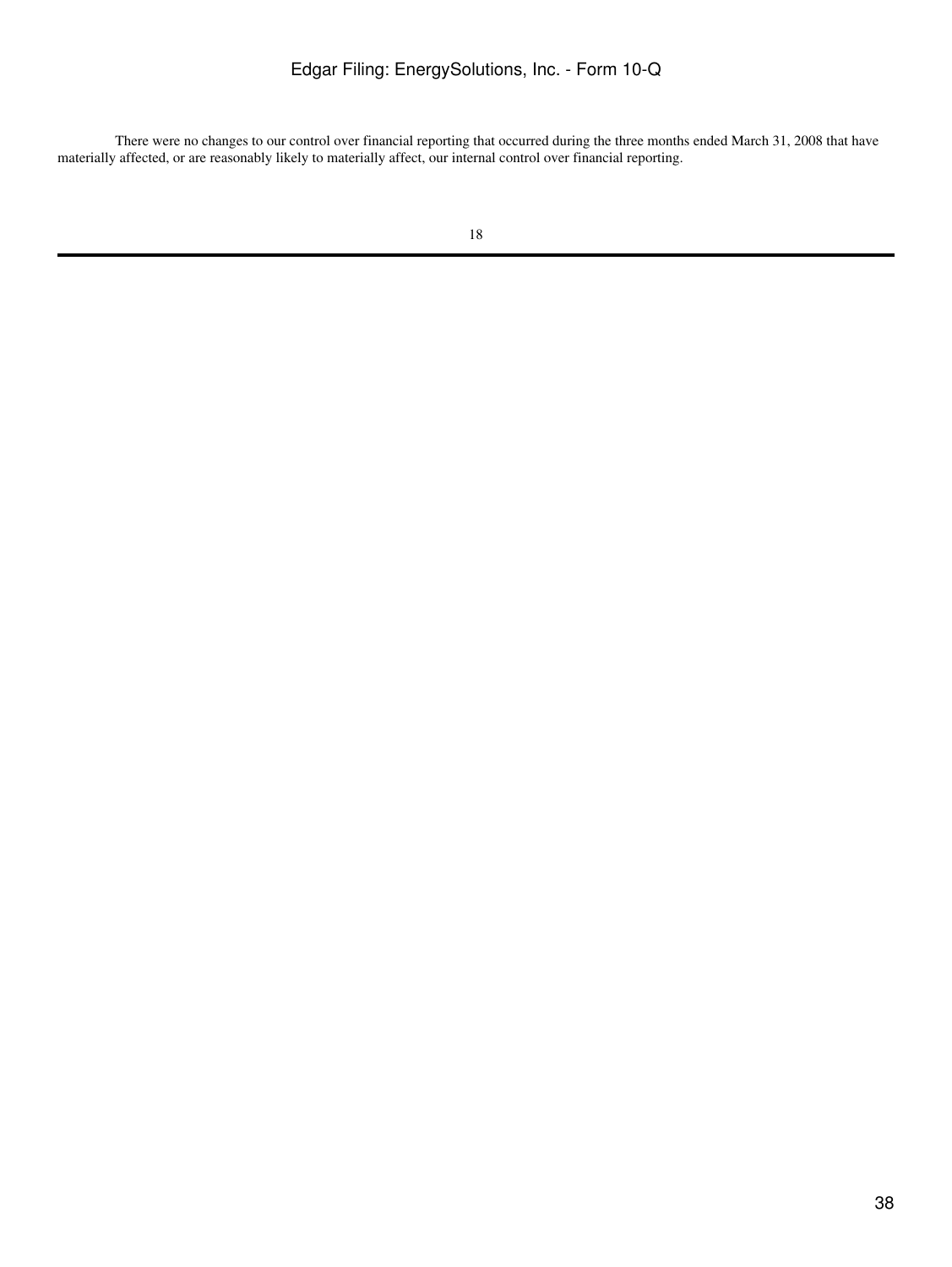There were no changes to our control over financial reporting that occurred during the three months ended March 31, 2008 that have materially affected, or are reasonably likely to materially affect, our internal control over financial reporting.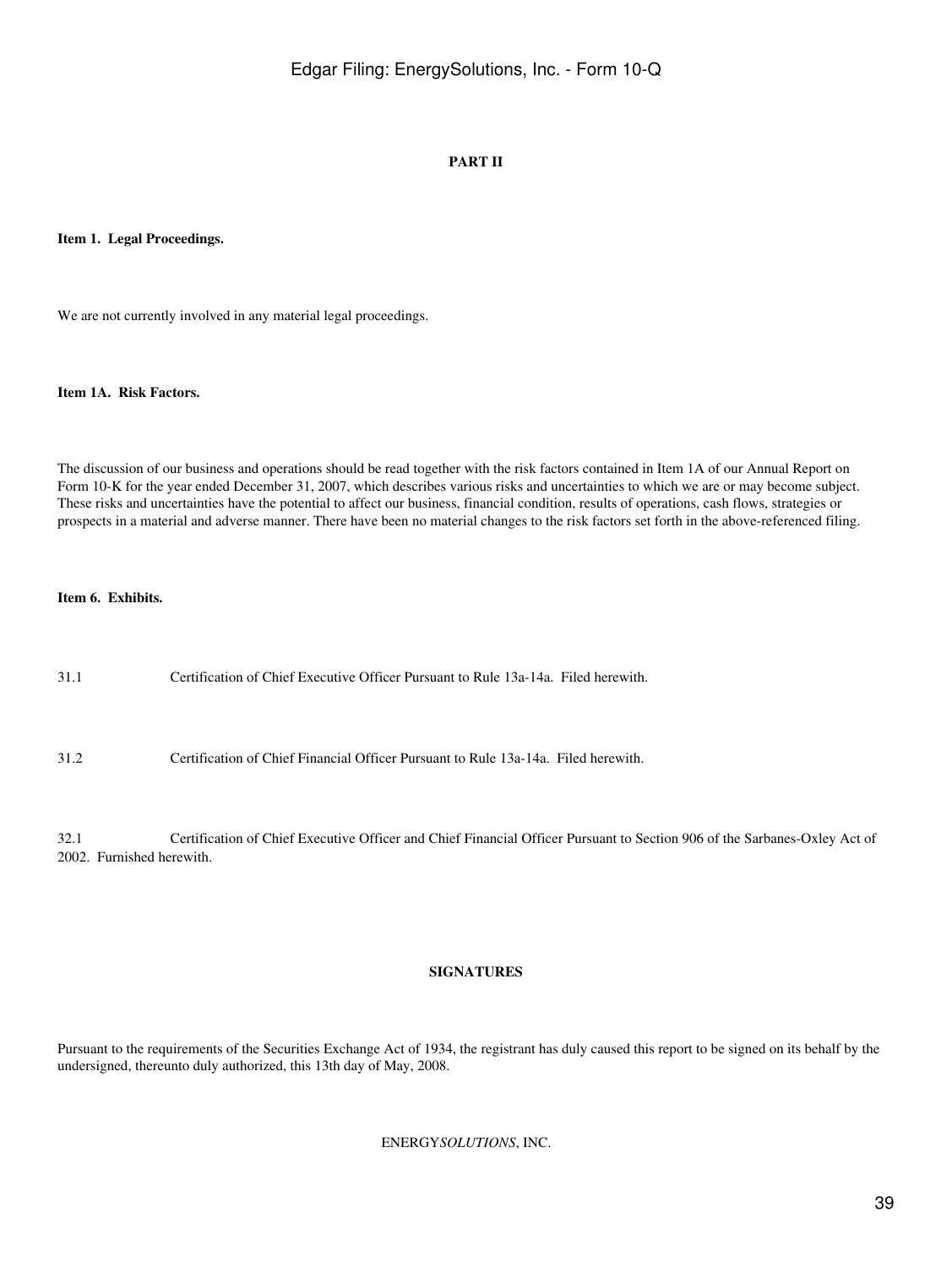## PART II

**Item 1. Legal Proceedings.**

We are not currently involved in any material legal proceedings.

**Item 1A. Risk Factors.**

The discussion of our business and operations should be read together with the risk factors contained in Item 1A of our Annual Report on Form 10-K for the year ended December 31, 2007, which describes various risks and uncertainties to which we are or may become subject. These risks and uncertainties have the potential to affect our business, financial condition, results of operations, cash flows, strategies or prospects in a material and adverse manner. There have been no material changes to the risk factors set forth in the above-referenced filing.

**Item 6. Exhibits.**

31.1 Certification of Chief Executive Officer Pursuant to Rule 13a-14a. Filed herewith.

31.2 Certification of Chief Financial Officer Pursuant to Rule 13a-14a. Filed herewith.

32.1 Certification of Chief Executive Officer and Chief Financial Officer Pursuant to Section 906 of the Sarbanes-Oxley Act of 2002. Furnished herewith.

## SIGNATURES

Pursuant to the requirements of the Securities Exchange Act of 1934, the registrant has duly caused this report to be signed on its behalf by the undersigned, thereunto duly authorized, this 13th day of May, 2008.

ENERGY*SOLUTIONS*, INC.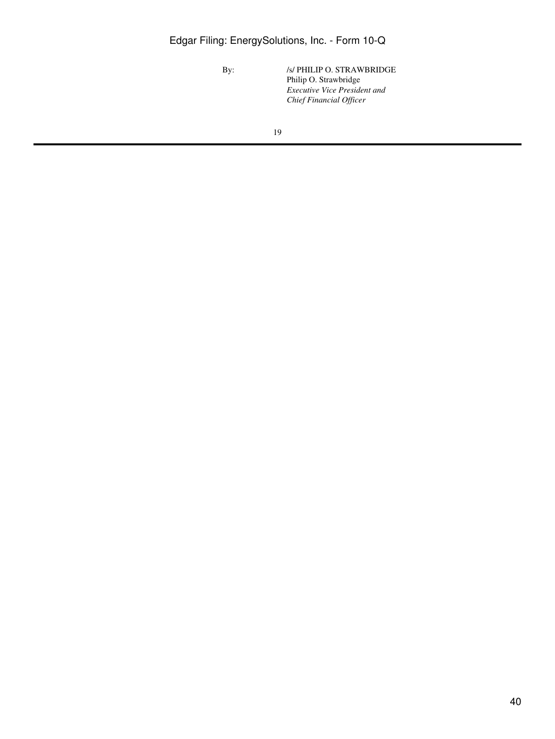By: /s/ PHILIP O. STRAWBRIDGE
Philip O. Strawbridge
*Executive Vice President and*
*Chief Financial Officer*